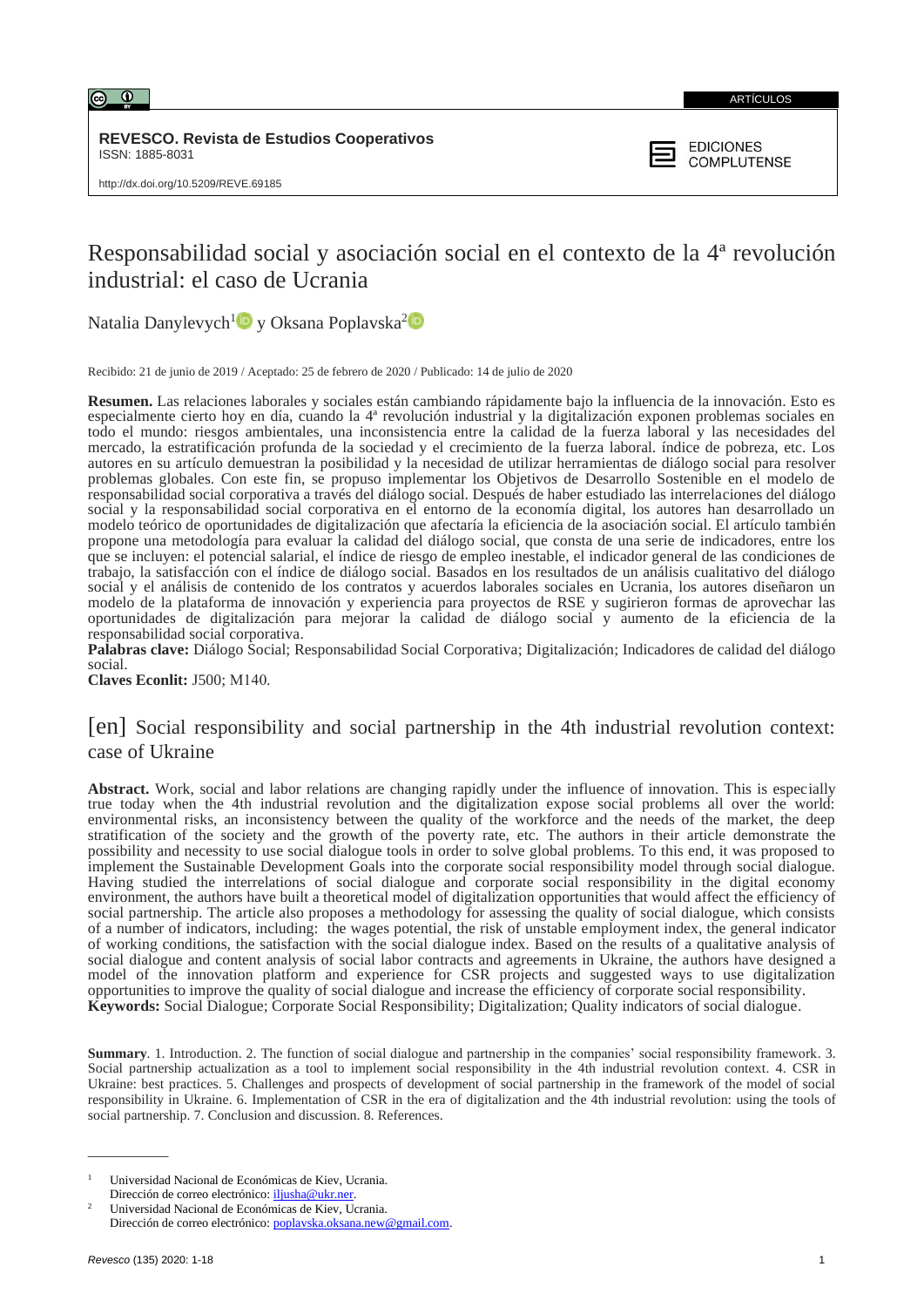ARTÍCULOS

**REVESCO. Revista de Estudios Cooperativos**
ISSN: 1885-8031

EDICIONES COMPLUTENSE

http://dx.doi.org/10.5209/REVE.69185

# Responsabilidad social y asociación social en el contexto de la 4ª revolución industrial: el caso de Ucrania

Natalia Danylevych[1] y Oksana Poplavska[2]

Recibido: 21 de junio de 2019 / Aceptado: 25 de febrero de 2020 / Publicado: 14 de julio de 2020

**Resumen.** Las relaciones laborales y sociales están cambiando rápidamente bajo la influencia de la innovación. Esto es especialmente cierto hoy en día, cuando la 4ª revolución industrial y la digitalización exponen problemas sociales en todo el mundo: riesgos ambientales, una inconsistencia entre la calidad de la fuerza laboral y las necesidades del mercado, la estratificación profunda de la sociedad y el crecimiento de la fuerza laboral. índice de pobreza, etc. Los autores en su artículo demuestran la posibilidad y la necesidad de utilizar herramientas de diálogo social para resolver problemas globales. Con este fin, se propuso implementar los Objetivos de Desarrollo Sostenible en el modelo de responsabilidad social corporativa a través del diálogo social. Después de haber estudiado las interrelaciones del diálogo social y la responsabilidad social corporativa en el entorno de la economía digital, los autores han desarrollado un modelo teórico de oportunidades de digitalización que afectaría la eficiencia de la asociación social. El artículo también propone una metodología para evaluar la calidad del diálogo social, que consta de una serie de indicadores, entre los que se incluyen: el potencial salarial, el índice de riesgo de empleo inestable, el indicador general de las condiciones de trabajo, la satisfacción con el índice de diálogo social. Basados en los resultados de un análisis cualitativo del diálogo social y el análisis de contenido de los contratos y acuerdos laborales sociales en Ucrania, los autores diseñaron un modelo de la plataforma de innovación y experiencia para proyectos de RSE y sugirieron formas de aprovechar las oportunidades de digitalización para mejorar la calidad de diálogo social y aumento de la eficiencia de la responsabilidad social corporativa.
**Palabras clave:** Diálogo Social; Responsabilidad Social Corporativa; Digitalización; Indicadores de calidad del diálogo social.
**Claves Econlit:** J500; M140.

## [en] Social responsibility and social partnership in the 4th industrial revolution context: case of Ukraine

**Abstract.** Work, social and labor relations are changing rapidly under the influence of innovation. This is especially true today when the 4th industrial revolution and the digitalization expose social problems all over the world: environmental risks, an inconsistency between the quality of the workforce and the needs of the market, the deep stratification of the society and the growth of the poverty rate, etc. The authors in their article demonstrate the possibility and necessity to use social dialogue tools in order to solve global problems. To this end, it was proposed to implement the Sustainable Development Goals into the corporate social responsibility model through social dialogue. Having studied the interrelations of social dialogue and corporate social responsibility in the digital economy environment, the authors have built a theoretical model of digitalization opportunities that would affect the efficiency of social partnership. The article also proposes a methodology for assessing the quality of social dialogue, which consists of a number of indicators, including: the wages potential, the risk of unstable employment index, the general indicator of working conditions, the satisfaction with the social dialogue index. Based on the results of a qualitative analysis of social dialogue and content analysis of social labor contracts and agreements in Ukraine, the authors have designed a model of the innovation platform and experience for CSR projects and suggested ways to use digitalization opportunities to improve the quality of social dialogue and increase the efficiency of corporate social responsibility.
**Keywords:** Social Dialogue; Corporate Social Responsibility; Digitalization; Quality indicators of social dialogue.

**Summary**. 1. Introduction. 2. The function of social dialogue and partnership in the companies' social responsibility framework. 3. Social partnership actualization as a tool to implement social responsibility in the 4th industrial revolution context. 4. CSR in Ukraine: best practices. 5. Challenges and prospects of development of social partnership in the framework of the model of social responsibility in Ukraine. 6. Implementation of CSR in the era of digitalization and the 4th industrial revolution: using the tools of social partnership. 7. Conclusion and discussion. 8. References.

---

[1] Universidad Nacional de Económicas de Kiev, Ucrania.
Dirección de correo electrónico: iljusha@ukr.ner.

[2] Universidad Nacional de Económicas de Kiev, Ucrania.
Dirección de correo electrónico: poplavska.oksana.new@gmail.com.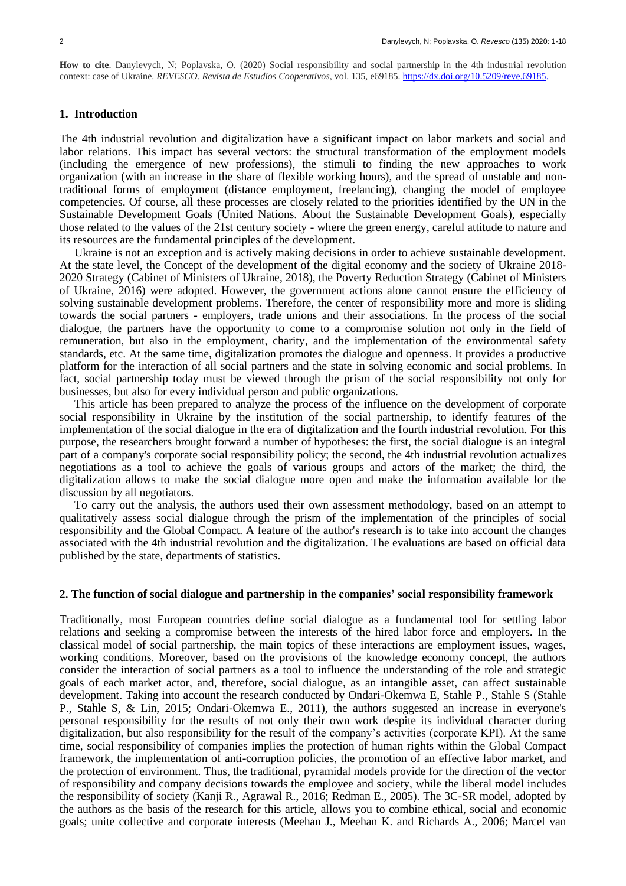**How to cite**. Danylevych, N; Poplavska, O. (2020) Social responsibility and social partnership in the 4th industrial revolution context: case of Ukraine. *REVESCO. Revista de Estudios Cooperativos*, vol. 135, e69185. https://dx.doi.org/10.5209/reve.69185.

## 1. Introduction

The 4th industrial revolution and digitalization have a significant impact on labor markets and social and labor relations. This impact has several vectors: the structural transformation of the employment models (including the emergence of new professions), the stimuli to finding the new approaches to work organization (with an increase in the share of flexible working hours), and the spread of unstable and non-traditional forms of employment (distance employment, freelancing), changing the model of employee competencies. Of course, all these processes are closely related to the priorities identified by the UN in the Sustainable Development Goals (United Nations. About the Sustainable Development Goals), especially those related to the values of the 21st century society - where the green energy, careful attitude to nature and its resources are the fundamental principles of the development.

Ukraine is not an exception and is actively making decisions in order to achieve sustainable development. At the state level, the Concept of the development of the digital economy and the society of Ukraine 2018-2020 Strategy (Cabinet of Ministers of Ukraine, 2018), the Poverty Reduction Strategy (Cabinet of Ministers of Ukraine, 2016) were adopted. However, the government actions alone cannot ensure the efficiency of solving sustainable development problems. Therefore, the center of responsibility more and more is sliding towards the social partners - employers, trade unions and their associations. In the process of the social dialogue, the partners have the opportunity to come to a compromise solution not only in the field of remuneration, but also in the employment, charity, and the implementation of the environmental safety standards, etc. At the same time, digitalization promotes the dialogue and openness. It provides a productive platform for the interaction of all social partners and the state in solving economic and social problems. In fact, social partnership today must be viewed through the prism of the social responsibility not only for businesses, but also for every individual person and public organizations.

This article has been prepared to analyze the process of the influence on the development of corporate social responsibility in Ukraine by the institution of the social partnership, to identify features of the implementation of the social dialogue in the era of digitalization and the fourth industrial revolution. For this purpose, the researchers brought forward a number of hypotheses: the first, the social dialogue is an integral part of a company's corporate social responsibility policy; the second, the 4th industrial revolution actualizes negotiations as a tool to achieve the goals of various groups and actors of the market; the third, the digitalization allows to make the social dialogue more open and make the information available for the discussion by all negotiators.

To carry out the analysis, the authors used their own assessment methodology, based on an attempt to qualitatively assess social dialogue through the prism of the implementation of the principles of social responsibility and the Global Compact. A feature of the author's research is to take into account the changes associated with the 4th industrial revolution and the digitalization. The evaluations are based on official data published by the state, departments of statistics.

## 2. The function of social dialogue and partnership in the companies' social responsibility framework

Traditionally, most European countries define social dialogue as a fundamental tool for settling labor relations and seeking a compromise between the interests of the hired labor force and employers. In the classical model of social partnership, the main topics of these interactions are employment issues, wages, working conditions. Moreover, based on the provisions of the knowledge economy concept, the authors consider the interaction of social partners as a tool to influence the understanding of the role and strategic goals of each market actor, and, therefore, social dialogue, as an intangible asset, can affect sustainable development. Taking into account the research conducted by Ondari-Okemwa E, Stahle P., Stahle S (Stahle P., Stahle S, & Lin, 2015; Ondari-Okemwa E., 2011), the authors suggested an increase in everyone's personal responsibility for the results of not only their own work despite its individual character during digitalization, but also responsibility for the result of the company's activities (corporate KPI). At the same time, social responsibility of companies implies the protection of human rights within the Global Compact framework, the implementation of anti-corruption policies, the promotion of an effective labor market, and the protection of environment. Thus, the traditional, pyramidal models provide for the direction of the vector of responsibility and company decisions towards the employee and society, while the liberal model includes the responsibility of society (Kanji R., Agrawal R., 2016; Redman E., 2005). The 3C-SR model, adopted by the authors as the basis of the research for this article, allows you to combine ethical, social and economic goals; unite collective and corporate interests (Meehan J., Meehan K. and Richards A., 2006; Marcel van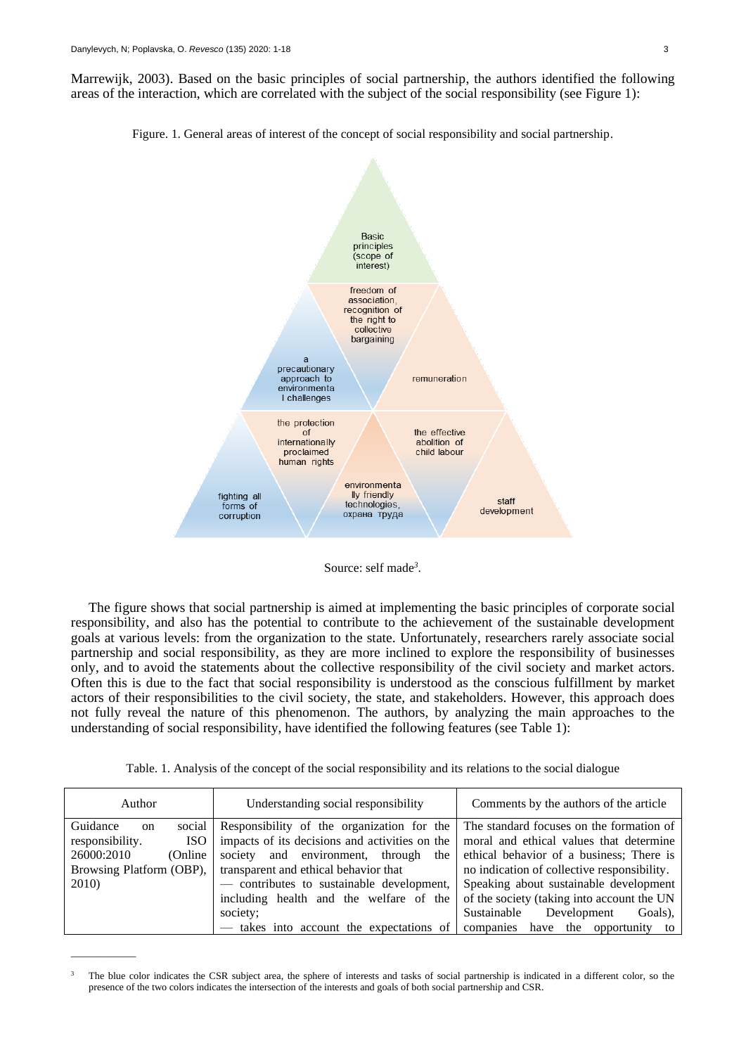Marrewijk, 2003). Based on the basic principles of social partnership, the authors identified the following areas of the interaction, which are correlated with the subject of the social responsibility (see Figure 1):

Figure. 1. General areas of interest of the concept of social responsibility and social partnership.

Basic principles (scope of interest)

freedom of association, recognition of the right to collective bargaining

a precautionary approach to environmental challenges

remuneration

the protection of internationally proclaimed human rights

the effective abolition of child labour

fighting all forms of corruption

environmentally friendly technologies, охрана труда

staff development

Source: self made[3].

The figure shows that social partnership is aimed at implementing the basic principles of corporate social responsibility, and also has the potential to contribute to the achievement of the sustainable development goals at various levels: from the organization to the state. Unfortunately, researchers rarely associate social partnership and social responsibility, as they are more inclined to explore the responsibility of businesses only, and to avoid the statements about the collective responsibility of the civil society and market actors. Often this is due to the fact that social responsibility is understood as the conscious fulfillment by market actors of their responsibilities to the civil society, the state, and stakeholders. However, this approach does not fully reveal the nature of this phenomenon. The authors, by analyzing the main approaches to the understanding of social responsibility, have identified the following features (see Table 1):

Table. 1. Analysis of the concept of the social responsibility and its relations to the social dialogue

| Author | Understanding social responsibility | Comments by the authors of the article |
|---|---|---|
| Guidance on social responsibility. ISO 26000:2010 (Online Browsing Platform (OBP), 2010) | Responsibility of the organization for the impacts of its decisions and activities on the society and environment, through the transparent and ethical behavior that<br>— contributes to sustainable development, including health and the welfare of the society;<br>— takes into account the expectations of | The standard focuses on the formation of moral and ethical values that determine ethical behavior of a business; There is no indication of collective responsibility. Speaking about sustainable development of the society (taking into account the UN Sustainable Development Goals), companies have the opportunity to |

[3] The blue color indicates the CSR subject area, the sphere of interests and tasks of social partnership is indicated in a different color, so the presence of the two colors indicates the intersection of the interests and goals of both social partnership and CSR.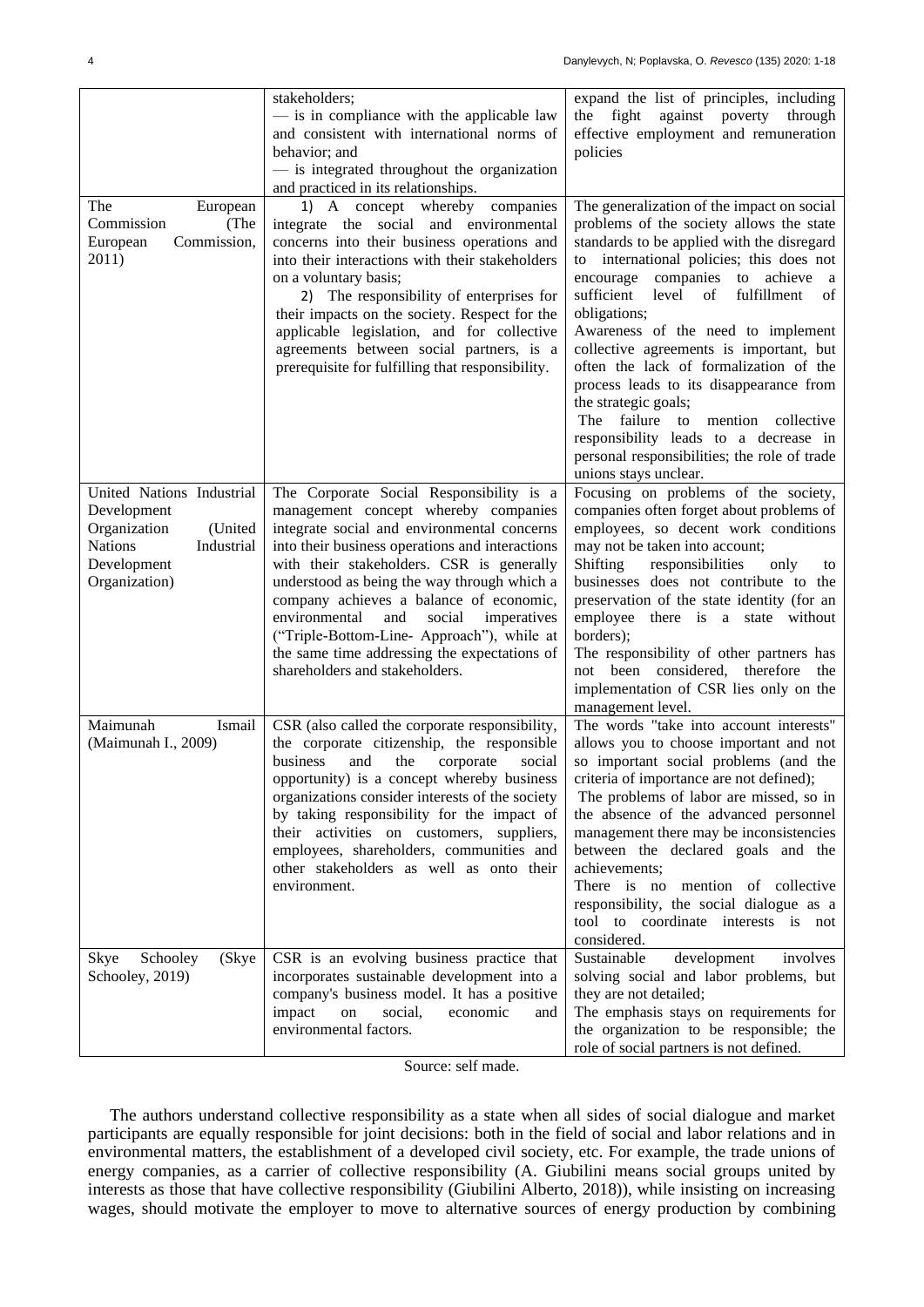| | | |
|---|---|---|
| | stakeholders;<br>— is in compliance with the applicable law and consistent with international norms of behavior; and<br>— is integrated throughout the organization and practiced in its relationships. | expand the list of principles, including the fight against poverty through effective employment and remuneration policies |
| The European Commission (The European Commission, 2011) | 1) A concept whereby companies integrate the social and environmental concerns into their business operations and into their interactions with their stakeholders on a voluntary basis;<br>2) The responsibility of enterprises for their impacts on the society. Respect for the applicable legislation, and for collective agreements between social partners, is a prerequisite for fulfilling that responsibility. | The generalization of the impact on social problems of the society allows the state standards to be applied with the disregard to international policies; this does not encourage companies to achieve a sufficient level of fulfillment of obligations;<br>Awareness of the need to implement collective agreements is important, but often the lack of formalization of the process leads to its disappearance from the strategic goals;<br>The failure to mention collective responsibility leads to a decrease in personal responsibilities; the role of trade unions stays unclear. |
| United Nations Industrial Development Organization (United Nations Industrial Development Organization) | The Corporate Social Responsibility is a management concept whereby companies integrate social and environmental concerns into their business operations and interactions with their stakeholders. CSR is generally understood as being the way through which a company achieves a balance of economic, environmental and social imperatives ("Triple-Bottom-Line- Approach"), while at the same time addressing the expectations of shareholders and stakeholders. | Focusing on problems of the society, companies often forget about problems of employees, so decent work conditions may not be taken into account;<br>Shifting responsibilities only to businesses does not contribute to the preservation of the state identity (for an employee there is a state without borders);<br>The responsibility of other partners has not been considered, therefore the implementation of CSR lies only on the management level. |
| Maimunah Ismail (Maimunah I., 2009) | CSR (also called the corporate responsibility, the corporate citizenship, the responsible business and the corporate social opportunity) is a concept whereby business organizations consider interests of the society by taking responsibility for the impact of their activities on customers, suppliers, employees, shareholders, communities and other stakeholders as well as onto their environment. | The words "take into account interests" allows you to choose important and not so important social problems (and the criteria of importance are not defined);<br>The problems of labor are missed, so in the absence of the advanced personnel management there may be inconsistencies between the declared goals and the achievements;<br>There is no mention of collective responsibility, the social dialogue as a tool to coordinate interests is not considered. |
| Skye Schooley (Skye Schooley, 2019) | CSR is an evolving business practice that incorporates sustainable development into a company's business model. It has a positive impact on social, economic and environmental factors. | Sustainable development involves solving social and labor problems, but they are not detailed;<br>The emphasis stays on requirements for the organization to be responsible; the role of social partners is not defined. |

Source: self made.

The authors understand collective responsibility as a state when all sides of social dialogue and market participants are equally responsible for joint decisions: both in the field of social and labor relations and in environmental matters, the establishment of a developed civil society, etc. For example, the trade unions of energy companies, as a carrier of collective responsibility (A. Giubilini means social groups united by interests as those that have collective responsibility (Giubilini Alberto, 2018)), while insisting on increasing wages, should motivate the employer to move to alternative sources of energy production by combining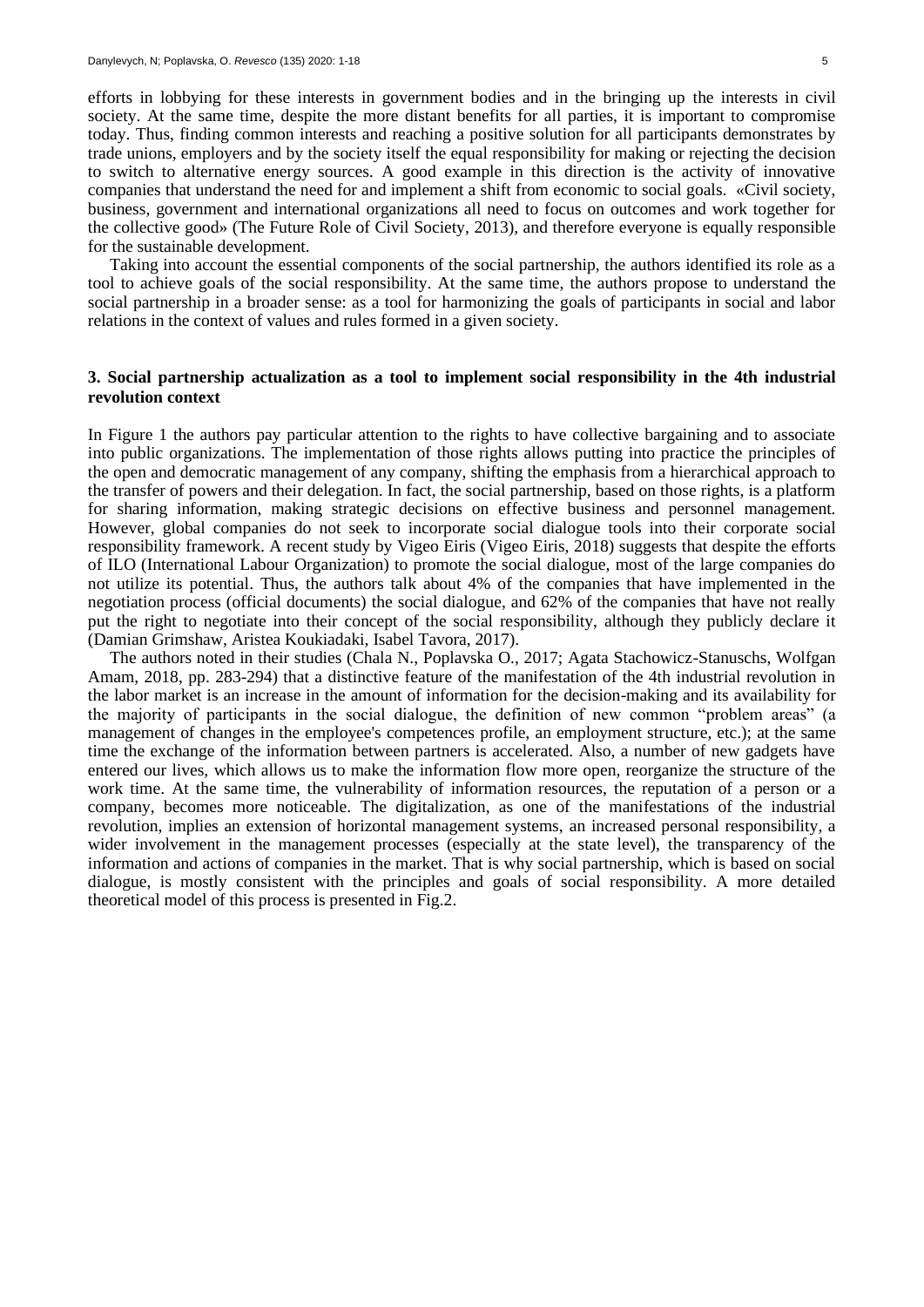efforts in lobbying for these interests in government bodies and in the bringing up the interests in civil society. At the same time, despite the more distant benefits for all parties, it is important to compromise today. Thus, finding common interests and reaching a positive solution for all participants demonstrates by trade unions, employers and by the society itself the equal responsibility for making or rejecting the decision to switch to alternative energy sources. A good example in this direction is the activity of innovative companies that understand the need for and implement a shift from economic to social goals. «Civil society, business, government and international organizations all need to focus on outcomes and work together for the collective good» (The Future Role of Civil Society, 2013), and therefore everyone is equally responsible for the sustainable development.

Taking into account the essential components of the social partnership, the authors identified its role as a tool to achieve goals of the social responsibility. At the same time, the authors propose to understand the social partnership in a broader sense: as a tool for harmonizing the goals of participants in social and labor relations in the context of values and rules formed in a given society.

## 3. Social partnership actualization as a tool to implement social responsibility in the 4th industrial revolution context

In Figure 1 the authors pay particular attention to the rights to have collective bargaining and to associate into public organizations. The implementation of those rights allows putting into practice the principles of the open and democratic management of any company, shifting the emphasis from a hierarchical approach to the transfer of powers and their delegation. In fact, the social partnership, based on those rights, is a platform for sharing information, making strategic decisions on effective business and personnel management. However, global companies do not seek to incorporate social dialogue tools into their corporate social responsibility framework. A recent study by Vigeo Eiris (Vigeo Eiris, 2018) suggests that despite the efforts of ILO (International Labour Organization) to promote the social dialogue, most of the large companies do not utilize its potential. Thus, the authors talk about 4% of the companies that have implemented in the negotiation process (official documents) the social dialogue, and 62% of the companies that have not really put the right to negotiate into their concept of the social responsibility, although they publicly declare it (Damian Grimshaw, Aristea Koukiadaki, Isabel Tavora, 2017).

The authors noted in their studies (Chala N., Poplavska O., 2017; Agata Stachowicz-Stanuschs, Wolfgan Amam, 2018, pp. 283-294) that a distinctive feature of the manifestation of the 4th industrial revolution in the labor market is an increase in the amount of information for the decision-making and its availability for the majority of participants in the social dialogue, the definition of new common "problem areas" (a management of changes in the employee's competences profile, an employment structure, etc.); at the same time the exchange of the information between partners is accelerated. Also, a number of new gadgets have entered our lives, which allows us to make the information flow more open, reorganize the structure of the work time. At the same time, the vulnerability of information resources, the reputation of a person or a company, becomes more noticeable. The digitalization, as one of the manifestations of the industrial revolution, implies an extension of horizontal management systems, an increased personal responsibility, a wider involvement in the management processes (especially at the state level), the transparency of the information and actions of companies in the market. That is why social partnership, which is based on social dialogue, is mostly consistent with the principles and goals of social responsibility. A more detailed theoretical model of this process is presented in Fig.2.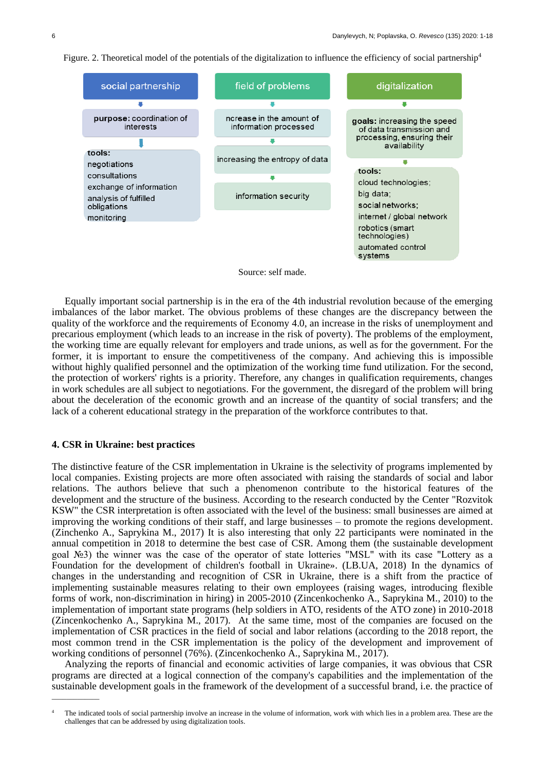Figure. 2. Theoretical model of the potentials of the digitalization to influence the efficiency of social partnership[4]

| social partnership | field of problems | digitalization |
|---|---|---|
| **purpose:** coordination of interests | ncrease in the amount of information processed | **goals:** increasing the speed of data transmission and processing, ensuring their availability |
| **tools:** negotiations; consultations; exchange of information; analysis of fulfilled obligations; monitoring | increasing the entropy of data | **tools:** cloud technologies; big data; social networks; internet / global network; robotics (smart technologies); automated control systems |
| | information security | |

Source: self made.

Equally important social partnership is in the era of the 4th industrial revolution because of the emerging imbalances of the labor market. The obvious problems of these changes are the discrepancy between the quality of the workforce and the requirements of Economy 4.0, an increase in the risks of unemployment and precarious employment (which leads to an increase in the risk of poverty). The problems of the employment, the working time are equally relevant for employers and trade unions, as well as for the government. For the former, it is important to ensure the competitiveness of the company. And achieving this is impossible without highly qualified personnel and the optimization of the working time fund utilization. For the second, the protection of workers' rights is a priority. Therefore, any changes in qualification requirements, changes in work schedules are all subject to negotiations. For the government, the disregard of the problem will bring about the deceleration of the economic growth and an increase of the quantity of social transfers; and the lack of a coherent educational strategy in the preparation of the workforce contributes to that.

## 4. CSR in Ukraine: best practices

The distinctive feature of the CSR implementation in Ukraine is the selectivity of programs implemented by local companies. Existing projects are more often associated with raising the standards of social and labor relations. The authors believe that such a phenomenon contribute to the historical features of the development and the structure of the business. According to the research conducted by the Center "Rozvitok KSW" the CSR interpretation is often associated with the level of the business: small businesses are aimed at improving the working conditions of their staff, and large businesses – to promote the regions development. (Zinchenko A., Saprykina M., 2017) It is also interesting that only 22 participants were nominated in the annual competition in 2018 to determine the best case of CSR. Among them (the sustainable development goal №3) the winner was the case of the operator of state lotteries "MSL" with its case "Lottery as a Foundation for the development of children's football in Ukraine». (LB.UA, 2018) In the dynamics of changes in the understanding and recognition of CSR in Ukraine, there is a shift from the practice of implementing sustainable measures relating to their own employees (raising wages, introducing flexible forms of work, non-discrimination in hiring) in 2005-2010 (Zincenkochenko A., Saprykina M., 2010) to the implementation of important state programs (help soldiers in ATO, residents of the ATO zone) in 2010-2018 (Zincenkochenko A., Saprykina M., 2017). At the same time, most of the companies are focused on the implementation of CSR practices in the field of social and labor relations (according to the 2018 report, the most common trend in the CSR implementation is the policy of the development and improvement of working conditions of personnel (76%). (Zincenkochenko A., Saprykina M., 2017).

Analyzing the reports of financial and economic activities of large companies, it was obvious that CSR programs are directed at a logical connection of the company's capabilities and the implementation of the sustainable development goals in the framework of the development of a successful brand, i.e. the practice of

[4] The indicated tools of social partnership involve an increase in the volume of information, work with which lies in a problem area. These are the challenges that can be addressed by using digitalization tools.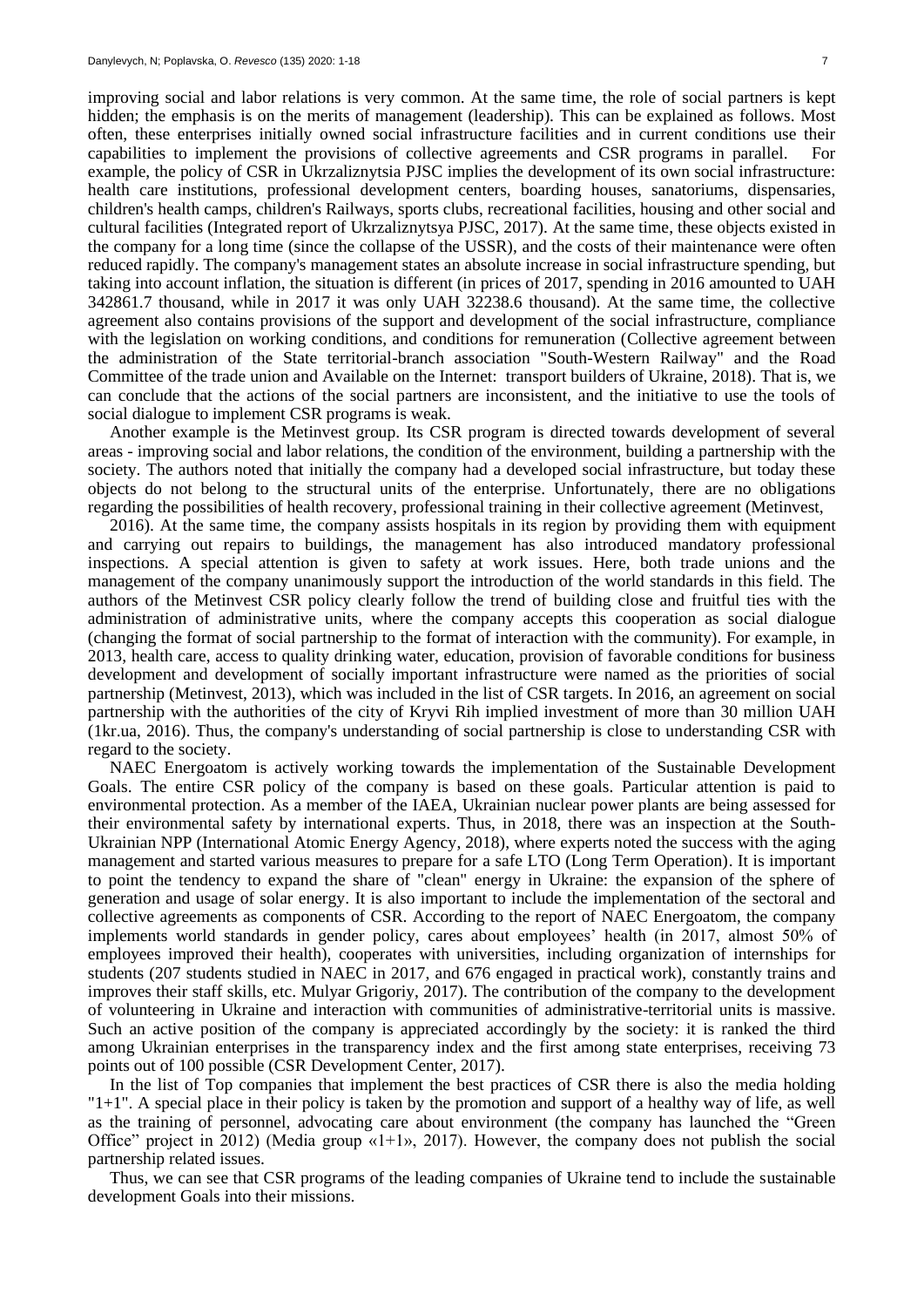improving social and labor relations is very common. At the same time, the role of social partners is kept hidden; the emphasis is on the merits of management (leadership). This can be explained as follows. Most often, these enterprises initially owned social infrastructure facilities and in current conditions use their capabilities to implement the provisions of collective agreements and CSR programs in parallel. For example, the policy of CSR in Ukrzaliznytsia PJSC implies the development of its own social infrastructure: health care institutions, professional development centers, boarding houses, sanatoriums, dispensaries, children's health camps, children's Railways, sports clubs, recreational facilities, housing and other social and cultural facilities (Integrated report of Ukrzaliznytsya PJSC, 2017). At the same time, these objects existed in the company for a long time (since the collapse of the USSR), and the costs of their maintenance were often reduced rapidly. The company's management states an absolute increase in social infrastructure spending, but taking into account inflation, the situation is different (in prices of 2017, spending in 2016 amounted to UAH 342861.7 thousand, while in 2017 it was only UAH 32238.6 thousand). At the same time, the collective agreement also contains provisions of the support and development of the social infrastructure, compliance with the legislation on working conditions, and conditions for remuneration (Collective agreement between the administration of the State territorial-branch association "South-Western Railway" and the Road Committee of the trade union and Available on the Internet: transport builders of Ukraine, 2018). That is, we can conclude that the actions of the social partners are inconsistent, and the initiative to use the tools of social dialogue to implement CSR programs is weak.

Another example is the Metinvest group. Its CSR program is directed towards development of several areas - improving social and labor relations, the condition of the environment, building a partnership with the society. The authors noted that initially the company had a developed social infrastructure, but today these objects do not belong to the structural units of the enterprise. Unfortunately, there are no obligations regarding the possibilities of health recovery, professional training in their collective agreement (Metinvest,

2016). At the same time, the company assists hospitals in its region by providing them with equipment and carrying out repairs to buildings, the management has also introduced mandatory professional inspections. A special attention is given to safety at work issues. Here, both trade unions and the management of the company unanimously support the introduction of the world standards in this field. The authors of the Metinvest CSR policy clearly follow the trend of building close and fruitful ties with the administration of administrative units, where the company accepts this cooperation as social dialogue (changing the format of social partnership to the format of interaction with the community). For example, in 2013, health care, access to quality drinking water, education, provision of favorable conditions for business development and development of socially important infrastructure were named as the priorities of social partnership (Metinvest, 2013), which was included in the list of CSR targets. In 2016, an agreement on social partnership with the authorities of the city of Kryvi Rih implied investment of more than 30 million UAH (1kr.ua, 2016). Thus, the company's understanding of social partnership is close to understanding CSR with regard to the society.

NAEC Energoatom is actively working towards the implementation of the Sustainable Development Goals. The entire CSR policy of the company is based on these goals. Particular attention is paid to environmental protection. As a member of the IAEA, Ukrainian nuclear power plants are being assessed for their environmental safety by international experts. Thus, in 2018, there was an inspection at the South-Ukrainian NPP (International Atomic Energy Agency, 2018), where experts noted the success with the aging management and started various measures to prepare for a safe LTO (Long Term Operation). It is important to point the tendency to expand the share of "clean" energy in Ukraine: the expansion of the sphere of generation and usage of solar energy. It is also important to include the implementation of the sectoral and collective agreements as components of CSR. According to the report of NAEC Energoatom, the company implements world standards in gender policy, cares about employees' health (in 2017, almost 50% of employees improved their health), cooperates with universities, including organization of internships for students (207 students studied in NAEC in 2017, and 676 engaged in practical work), constantly trains and improves their staff skills, etc. Mulyar Grigoriy, 2017). The contribution of the company to the development of volunteering in Ukraine and interaction with communities of administrative-territorial units is massive. Such an active position of the company is appreciated accordingly by the society: it is ranked the third among Ukrainian enterprises in the transparency index and the first among state enterprises, receiving 73 points out of 100 possible (CSR Development Center, 2017).

In the list of Top companies that implement the best practices of CSR there is also the media holding "1+1". A special place in their policy is taken by the promotion and support of a healthy way of life, as well as the training of personnel, advocating care about environment (the company has launched the "Green Office" project in 2012) (Media group «1+1», 2017). However, the company does not publish the social partnership related issues.

Thus, we can see that CSR programs of the leading companies of Ukraine tend to include the sustainable development Goals into their missions.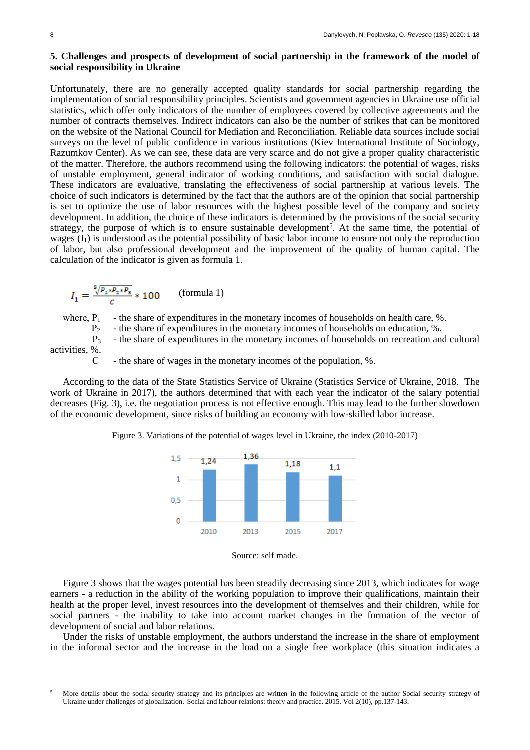### 5. Challenges and prospects of development of social partnership in the framework of the model of social responsibility in Ukraine

Unfortunately, there are no generally accepted quality standards for social partnership regarding the implementation of social responsibility principles. Scientists and government agencies in Ukraine use official statistics, which offer only indicators of the number of employees covered by collective agreements and the number of contracts themselves. Indirect indicators can also be the number of strikes that can be monitored on the website of the National Council for Mediation and Reconciliation. Reliable data sources include social surveys on the level of public confidence in various institutions (Kiev International Institute of Sociology, Razumkov Center). As we can see, these data are very scarce and do not give a proper quality characteristic of the matter. Therefore, the authors recommend using the following indicators: the potential of wages, risks of unstable employment, general indicator of working conditions, and satisfaction with social dialogue. These indicators are evaluative, translating the effectiveness of social partnership at various levels. The choice of such indicators is determined by the fact that the authors are of the opinion that social partnership is set to optimize the use of labor resources with the highest possible level of the company and society development. In addition, the choice of these indicators is determined by the provisions of the social security strategy, the purpose of which is to ensure sustainable development[5]. At the same time, the potential of wages ($I_1$) is understood as the potential possibility of basic labor income to ensure not only the reproduction of labor, but also professional development and the improvement of the quality of human capital. The calculation of the indicator is given as formula 1.

$$I_1 = \frac{\sqrt[3]{P_1 * P_2 * P_3}}{C} * 100 \qquad \text{(formula 1)}$$

where, $P_1$ - the share of expenditures in the monetary incomes of households on health care, %.
$P_2$ - the share of expenditures in the monetary incomes of households on education, %.
$P_3$ - the share of expenditures in the monetary incomes of households on recreation and cultural activities, %.
$C$ - the share of wages in the monetary incomes of the population, %.

According to the data of the State Statistics Service of Ukraine (Statistics Service of Ukraine, 2018. The work of Ukraine in 2017), the authors determined that with each year the indicator of the salary potential decreases (Fig. 3), i.e. the negotiation process is not effective enough. This may lead to the further slowdown of the economic development, since risks of building an economy with low-skilled labor increase.

Figure 3. Variations of the potential of wages level in Ukraine, the index (2010-2017)

| Year | 2010 | 2013 | 2015 | 2017 |
|---|---|---|---|---|
| Index | 1,24 | 1,36 | 1,18 | 1,1 |

Source: self made.

Figure 3 shows that the wages potential has been steadily decreasing since 2013, which indicates for wage earners - a reduction in the ability of the working population to improve their qualifications, maintain their health at the proper level, invest resources into the development of themselves and their children, while for social partners - the inability to take into account market changes in the formation of the vector of development of social and labor relations.

Under the risks of unstable employment, the authors understand the increase in the share of employment in the informal sector and the increase in the load on a single free workplace (this situation indicates a

[5] More details about the social security strategy and its principles are written in the following article of the author Social security strategy of Ukraine under challenges of globalization. Social and labour relations: theory and practice. 2015. Vol 2(10), pp.137-143.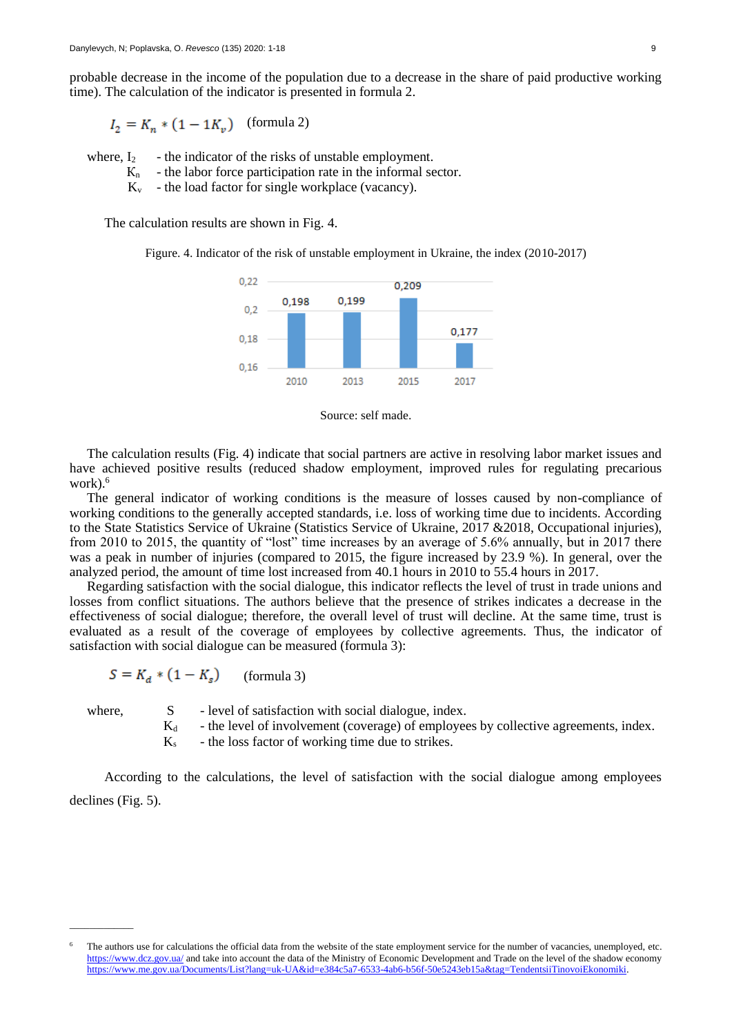probable decrease in the income of the population due to a decrease in the share of paid productive working time). The calculation of the indicator is presented in formula 2.

$$I_2 = K_n * (1 - 1K_v) \quad \text{(formula 2)}$$

where, $I_2$ - the indicator of the risks of unstable employment.
$K_n$ - the labor force participation rate in the informal sector.
$K_v$ - the load factor for single workplace (vacancy).

The calculation results are shown in Fig. 4.

Figure. 4. Indicator of the risk of unstable employment in Ukraine, the index (2010-2017)

| Year | Index |
|---|---|
| 2010 | 0,198 |
| 2013 | 0,199 |
| 2015 | 0,209 |
| 2017 | 0,177 |

Source: self made.

The calculation results (Fig. 4) indicate that social partners are active in resolving labor market issues and have achieved positive results (reduced shadow employment, improved rules for regulating precarious work).[6]

The general indicator of working conditions is the measure of losses caused by non-compliance of working conditions to the generally accepted standards, i.e. loss of working time due to incidents. According to the State Statistics Service of Ukraine (Statistics Service of Ukraine, 2017 &2018, Occupational injuries), from 2010 to 2015, the quantity of "lost" time increases by an average of 5.6% annually, but in 2017 there was a peak in number of injuries (compared to 2015, the figure increased by 23.9 %). In general, over the analyzed period, the amount of time lost increased from 40.1 hours in 2010 to 55.4 hours in 2017.

Regarding satisfaction with the social dialogue, this indicator reflects the level of trust in trade unions and losses from conflict situations. The authors believe that the presence of strikes indicates a decrease in the effectiveness of social dialogue; therefore, the overall level of trust will decline. At the same time, trust is evaluated as a result of the coverage of employees by collective agreements. Thus, the indicator of satisfaction with social dialogue can be measured (formula 3):

$$S = K_d * (1 - K_s) \quad \text{(formula 3)}$$

where, $S$ - level of satisfaction with social dialogue, index.
$K_d$ - the level of involvement (coverage) of employees by collective agreements, index.
$K_s$ - the loss factor of working time due to strikes.

According to the calculations, the level of satisfaction with the social dialogue among employees declines (Fig. 5).

---

[6] The authors use for calculations the official data from the website of the state employment service for the number of vacancies, unemployed, etc. https://www.dcz.gov.ua/ and take into account the data of the Ministry of Economic Development and Trade on the level of the shadow economy https://www.me.gov.ua/Documents/List?lang=uk-UA&id=e384c5a7-6533-4ab6-b56f-50e5243eb15a&tag=TendentsiiTinovoiEkonomiki.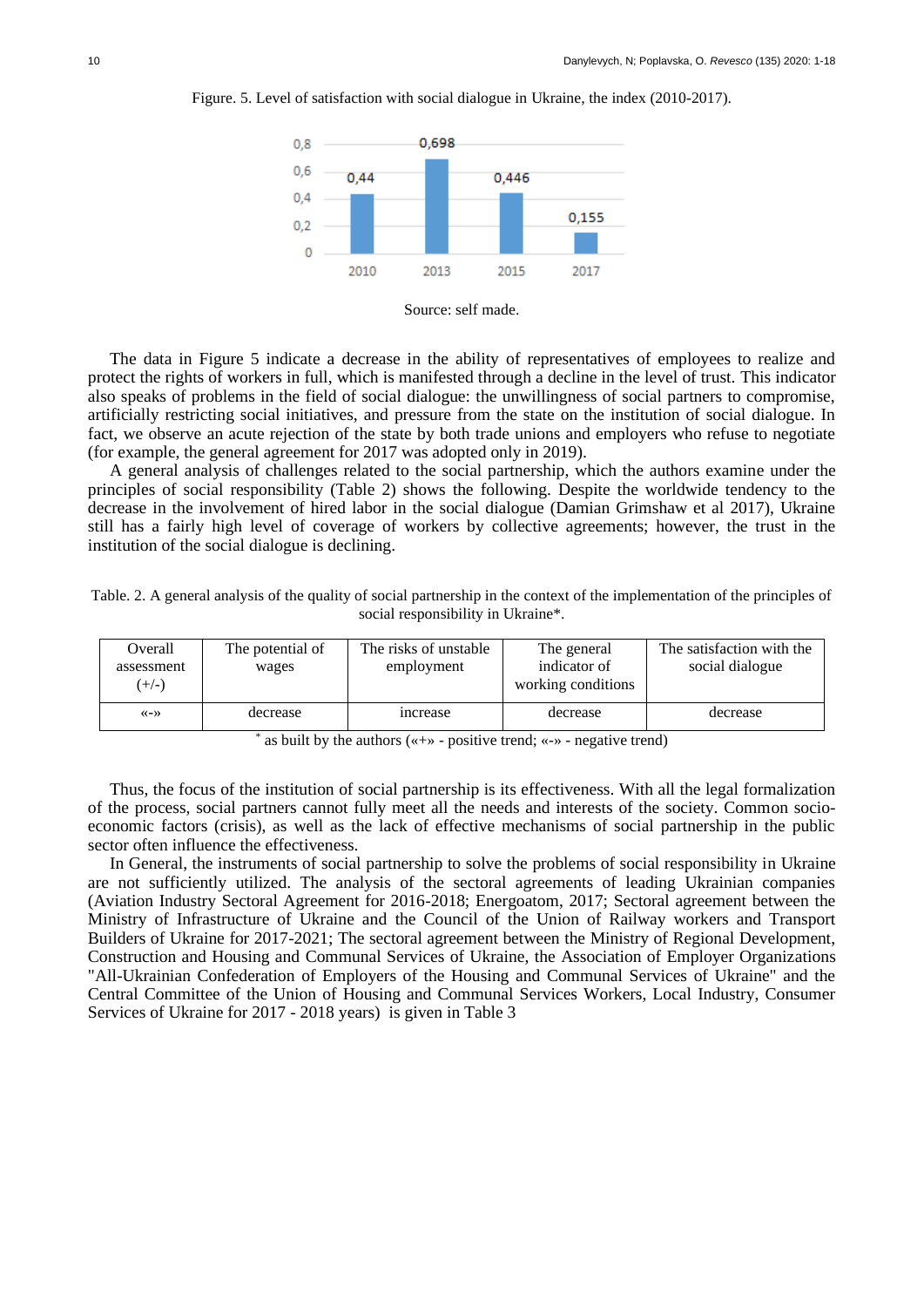Figure. 5. Level of satisfaction with social dialogue in Ukraine, the index (2010-2017).

| Year | Index |
|---|---|
| 2010 | 0,44 |
| 2013 | 0,698 |
| 2015 | 0,446 |
| 2017 | 0,155 |

Source: self made.

The data in Figure 5 indicate a decrease in the ability of representatives of employees to realize and protect the rights of workers in full, which is manifested through a decline in the level of trust. This indicator also speaks of problems in the field of social dialogue: the unwillingness of social partners to compromise, artificially restricting social initiatives, and pressure from the state on the institution of social dialogue. In fact, we observe an acute rejection of the state by both trade unions and employers who refuse to negotiate (for example, the general agreement for 2017 was adopted only in 2019).

A general analysis of challenges related to the social partnership, which the authors examine under the principles of social responsibility (Table 2) shows the following. Despite the worldwide tendency to the decrease in the involvement of hired labor in the social dialogue (Damian Grimshaw et al 2017), Ukraine still has a fairly high level of coverage of workers by collective agreements; however, the trust in the institution of the social dialogue is declining.

Table. 2. A general analysis of the quality of social partnership in the context of the implementation of the principles of social responsibility in Ukraine*.

| Overall assessment (+/-) | The potential of wages | The risks of unstable employment | The general indicator of working conditions | The satisfaction with the social dialogue |
|---|---|---|---|---|
| «-» | decrease | increase | decrease | decrease |

* as built by the authors («+» - positive trend; «-» - negative trend)

Thus, the focus of the institution of social partnership is its effectiveness. With all the legal formalization of the process, social partners cannot fully meet all the needs and interests of the society. Common socio-economic factors (crisis), as well as the lack of effective mechanisms of social partnership in the public sector often influence the effectiveness.

In General, the instruments of social partnership to solve the problems of social responsibility in Ukraine are not sufficiently utilized. The analysis of the sectoral agreements of leading Ukrainian companies (Aviation Industry Sectoral Agreement for 2016-2018; Energoatom, 2017; Sectoral agreement between the Ministry of Infrastructure of Ukraine and the Council of the Union of Railway workers and Transport Builders of Ukraine for 2017-2021; The sectoral agreement between the Ministry of Regional Development, Construction and Housing and Communal Services of Ukraine, the Association of Employer Organizations "All-Ukrainian Confederation of Employers of the Housing and Communal Services of Ukraine" and the Central Committee of the Union of Housing and Communal Services Workers, Local Industry, Consumer Services of Ukraine for 2017 - 2018 years) is given in Table 3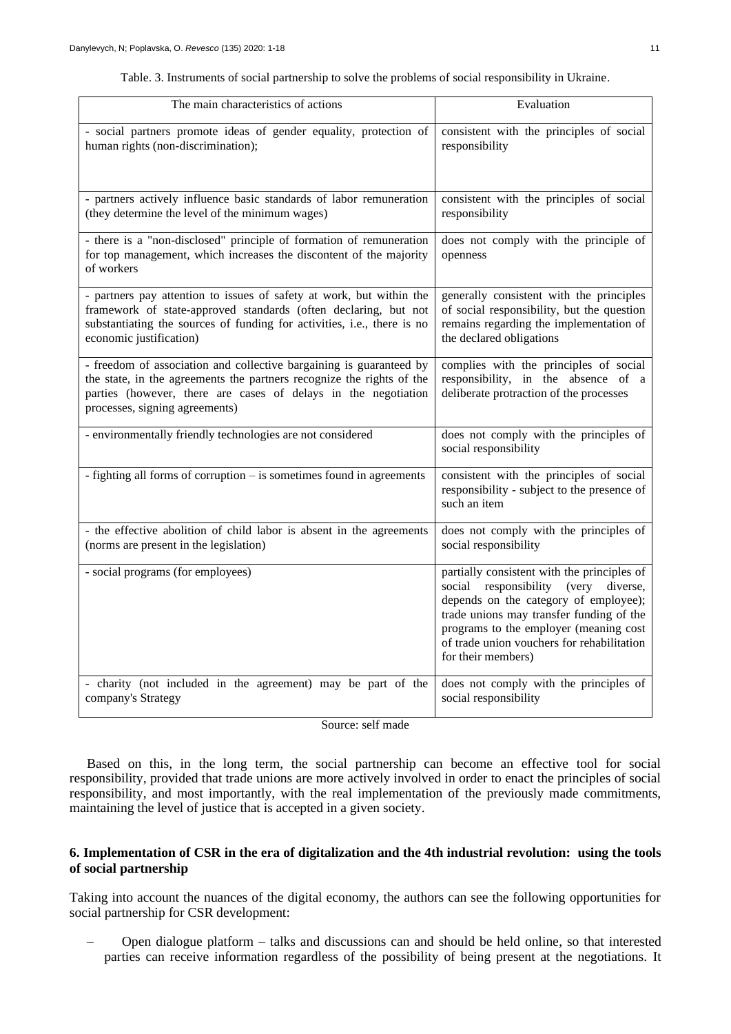Table. 3. Instruments of social partnership to solve the problems of social responsibility in Ukraine.

| The main characteristics of actions | Evaluation |
| --- | --- |
| - social partners promote ideas of gender equality, protection of human rights (non-discrimination); | consistent with the principles of social responsibility |
| - partners actively influence basic standards of labor remuneration (they determine the level of the minimum wages) | consistent with the principles of social responsibility |
| - there is a "non-disclosed" principle of formation of remuneration for top management, which increases the discontent of the majority of workers | does not comply with the principle of openness |
| - partners pay attention to issues of safety at work, but within the framework of state-approved standards (often declaring, but not substantiating the sources of funding for activities, i.e., there is no economic justification) | generally consistent with the principles of social responsibility, but the question remains regarding the implementation of the declared obligations |
| - freedom of association and collective bargaining is guaranteed by the state, in the agreements the partners recognize the rights of the parties (however, there are cases of delays in the negotiation processes, signing agreements) | complies with the principles of social responsibility, in the absence of a deliberate protraction of the processes |
| - environmentally friendly technologies are not considered | does not comply with the principles of social responsibility |
| - fighting all forms of corruption – is sometimes found in agreements | consistent with the principles of social responsibility - subject to the presence of such an item |
| - the effective abolition of child labor is absent in the agreements (norms are present in the legislation) | does not comply with the principles of social responsibility |
| - social programs (for employees) | partially consistent with the principles of social responsibility (very diverse, depends on the category of employee); trade unions may transfer funding of the programs to the employer (meaning cost of trade union vouchers for rehabilitation for their members) |
| - charity (not included in the agreement) may be part of the company's Strategy | does not comply with the principles of social responsibility |

Source: self made

Based on this, in the long term, the social partnership can become an effective tool for social responsibility, provided that trade unions are more actively involved in order to enact the principles of social responsibility, and most importantly, with the real implementation of the previously made commitments, maintaining the level of justice that is accepted in a given society.

## 6. Implementation of CSR in the era of digitalization and the 4th industrial revolution: using the tools of social partnership

Taking into account the nuances of the digital economy, the authors can see the following opportunities for social partnership for CSR development:

– Open dialogue platform – talks and discussions can and should be held online, so that interested parties can receive information regardless of the possibility of being present at the negotiations. It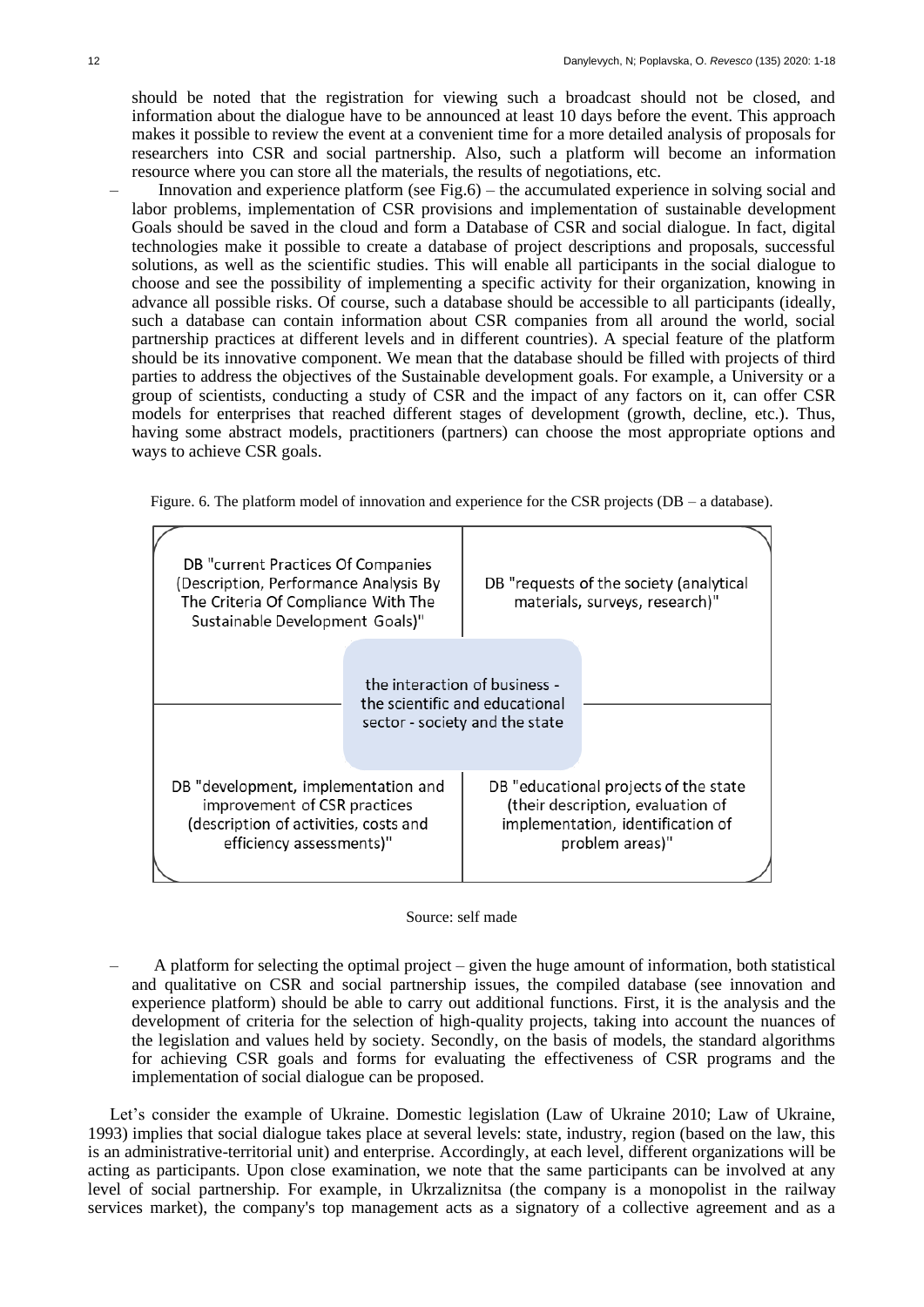should be noted that the registration for viewing such a broadcast should not be closed, and information about the dialogue have to be announced at least 10 days before the event. This approach makes it possible to review the event at a convenient time for a more detailed analysis of proposals for researchers into CSR and social partnership. Also, such a platform will become an information resource where you can store all the materials, the results of negotiations, etc.

– Innovation and experience platform (see Fig.6) – the accumulated experience in solving social and labor problems, implementation of CSR provisions and implementation of sustainable development Goals should be saved in the cloud and form a Database of CSR and social dialogue. In fact, digital technologies make it possible to create a database of project descriptions and proposals, successful solutions, as well as the scientific studies. This will enable all participants in the social dialogue to choose and see the possibility of implementing a specific activity for their organization, knowing in advance all possible risks. Of course, such a database should be accessible to all participants (ideally, such a database can contain information about CSR companies from all around the world, social partnership practices at different levels and in different countries). A special feature of the platform should be its innovative component. We mean that the database should be filled with projects of third parties to address the objectives of the Sustainable development goals. For example, a University or a group of scientists, conducting a study of CSR and the impact of any factors on it, can offer CSR models for enterprises that reached different stages of development (growth, decline, etc.). Thus, having some abstract models, practitioners (partners) can choose the most appropriate options and ways to achieve CSR goals.

Figure. 6. The platform model of innovation and experience for the CSR projects (DB – a database).

| DB "current Practices Of Companies (Description, Performance Analysis By The Criteria Of Compliance With The Sustainable Development Goals)" | DB "requests of the society (analytical materials, surveys, research)" |
|---|---|
| the interaction of business - the scientific and educational sector - society and the state | |
| DB "development, implementation and improvement of CSR practices (description of activities, costs and efficiency assessments)" | DB "educational projects of the state (their description, evaluation of implementation, identification of problem areas)" |

Source: self made

– A platform for selecting the optimal project – given the huge amount of information, both statistical and qualitative on CSR and social partnership issues, the compiled database (see innovation and experience platform) should be able to carry out additional functions. First, it is the analysis and the development of criteria for the selection of high-quality projects, taking into account the nuances of the legislation and values held by society. Secondly, on the basis of models, the standard algorithms for achieving CSR goals and forms for evaluating the effectiveness of CSR programs and the implementation of social dialogue can be proposed.

Let's consider the example of Ukraine. Domestic legislation (Law of Ukraine 2010; Law of Ukraine, 1993) implies that social dialogue takes place at several levels: state, industry, region (based on the law, this is an administrative-territorial unit) and enterprise. Accordingly, at each level, different organizations will be acting as participants. Upon close examination, we note that the same participants can be involved at any level of social partnership. For example, in Ukrzaliznitsa (the company is a monopolist in the railway services market), the company's top management acts as a signatory of a collective agreement and as a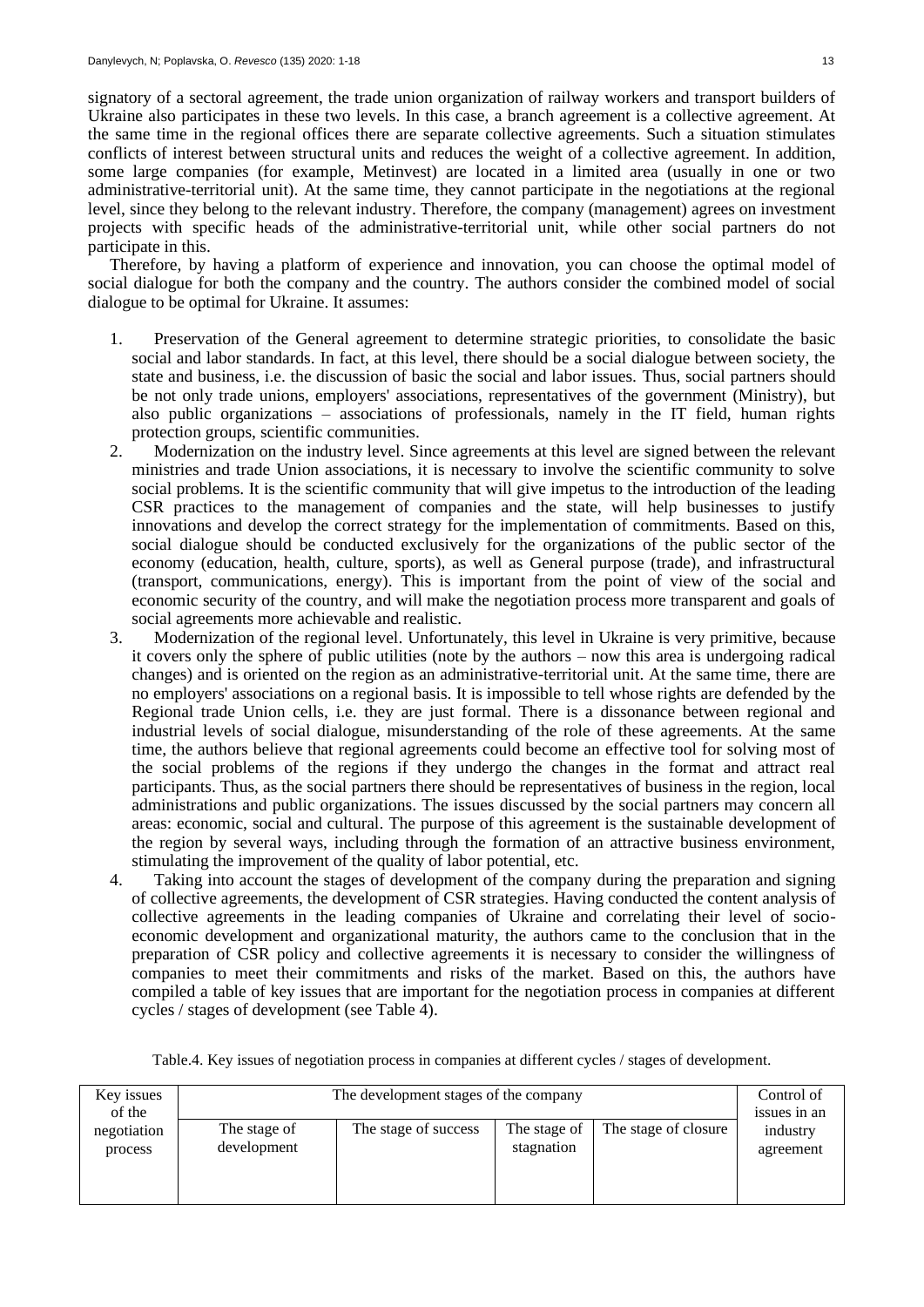signatory of a sectoral agreement, the trade union organization of railway workers and transport builders of Ukraine also participates in these two levels. In this case, a branch agreement is a collective agreement. At the same time in the regional offices there are separate collective agreements. Such a situation stimulates conflicts of interest between structural units and reduces the weight of a collective agreement. In addition, some large companies (for example, Metinvest) are located in a limited area (usually in one or two administrative-territorial unit). At the same time, they cannot participate in the negotiations at the regional level, since they belong to the relevant industry. Therefore, the company (management) agrees on investment projects with specific heads of the administrative-territorial unit, while other social partners do not participate in this.

Therefore, by having a platform of experience and innovation, you can choose the optimal model of social dialogue for both the company and the country. The authors consider the combined model of social dialogue to be optimal for Ukraine. It assumes:

1. Preservation of the General agreement to determine strategic priorities, to consolidate the basic social and labor standards. In fact, at this level, there should be a social dialogue between society, the state and business, i.e. the discussion of basic the social and labor issues. Thus, social partners should be not only trade unions, employers' associations, representatives of the government (Ministry), but also public organizations – associations of professionals, namely in the IT field, human rights protection groups, scientific communities.
2. Modernization on the industry level. Since agreements at this level are signed between the relevant ministries and trade Union associations, it is necessary to involve the scientific community to solve social problems. It is the scientific community that will give impetus to the introduction of the leading CSR practices to the management of companies and the state, will help businesses to justify innovations and develop the correct strategy for the implementation of commitments. Based on this, social dialogue should be conducted exclusively for the organizations of the public sector of the economy (education, health, culture, sports), as well as General purpose (trade), and infrastructural (transport, communications, energy). This is important from the point of view of the social and economic security of the country, and will make the negotiation process more transparent and goals of social agreements more achievable and realistic.
3. Modernization of the regional level. Unfortunately, this level in Ukraine is very primitive, because it covers only the sphere of public utilities (note by the authors – now this area is undergoing radical changes) and is oriented on the region as an administrative-territorial unit. At the same time, there are no employers' associations on a regional basis. It is impossible to tell whose rights are defended by the Regional trade Union cells, i.e. they are just formal. There is a dissonance between regional and industrial levels of social dialogue, misunderstanding of the role of these agreements. At the same time, the authors believe that regional agreements could become an effective tool for solving most of the social problems of the regions if they undergo the changes in the format and attract real participants. Thus, as the social partners there should be representatives of business in the region, local administrations and public organizations. The issues discussed by the social partners may concern all areas: economic, social and cultural. The purpose of this agreement is the sustainable development of the region by several ways, including through the formation of an attractive business environment, stimulating the improvement of the quality of labor potential, etc.
4. Taking into account the stages of development of the company during the preparation and signing of collective agreements, the development of CSR strategies. Having conducted the content analysis of collective agreements in the leading companies of Ukraine and correlating their level of socio-economic development and organizational maturity, the authors came to the conclusion that in the preparation of CSR policy and collective agreements it is necessary to consider the willingness of companies to meet their commitments and risks of the market. Based on this, the authors have compiled a table of key issues that are important for the negotiation process in companies at different cycles / stages of development (see Table 4).

Table.4. Key issues of negotiation process in companies at different cycles / stages of development.

| Key issues of the negotiation process | The development stages of the company | | | | Control of issues in an industry agreement |
|---|---|---|---|---|---|
| | The stage of development | The stage of success | The stage of stagnation | The stage of closure | |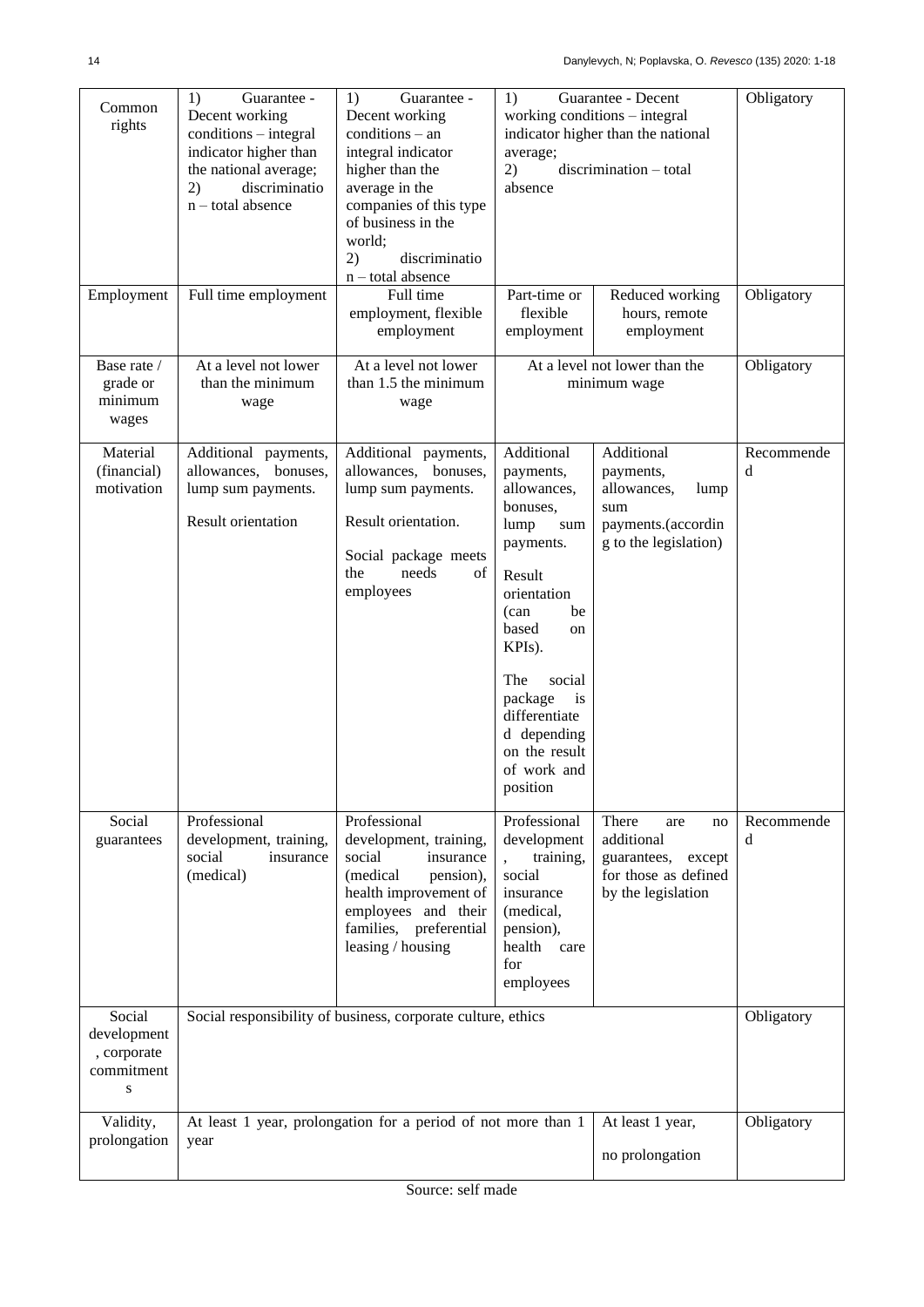| Common rights | 1) Guarantee - Decent working conditions – integral indicator higher than the national average; 2) discrimination – total absence | 1) Guarantee - Decent working conditions – an integral indicator higher than the average in the companies of this type of business in the world; 2) discrimination – total absence | 1) Guarantee - Decent working conditions – integral indicator higher than the national average; 2) discrimination – total absence | | Obligatory |
|---|---|---|---|---|---|
| Employment | Full time employment | Full time employment, flexible employment | Part-time or flexible employment | Reduced working hours, remote employment | Obligatory |
| Base rate / grade or minimum wages | At a level not lower than the minimum wage | At a level not lower than 1.5 the minimum wage | At a level not lower than the minimum wage | | Obligatory |
| Material (financial) motivation | Additional payments, allowances, bonuses, lump sum payments. Result orientation | Additional payments, allowances, bonuses, lump sum payments. Result orientation. Social package meets the needs of employees | Additional payments, allowances, bonuses, lump sum payments. Result orientation (can be based on KPIs). The social package is differentiated depending on the result of work and position | Additional payments, allowances, lump sum payments.(according to the legislation) | Recommended |
| Social guarantees | Professional development, training, social insurance (medical) | Professional development, training, social insurance (medical pension), health improvement of employees and their families, preferential leasing / housing | Professional development, training, social insurance (medical, pension), health care for employees | There are no additional guarantees, except for those as defined by the legislation | Recommended |
| Social development, corporate commitments | Social responsibility of business, corporate culture, ethics | | | | Obligatory |
| Validity, prolongation | At least 1 year, prolongation for a period of not more than 1 year | | | At least 1 year, no prolongation | Obligatory |

Source: self made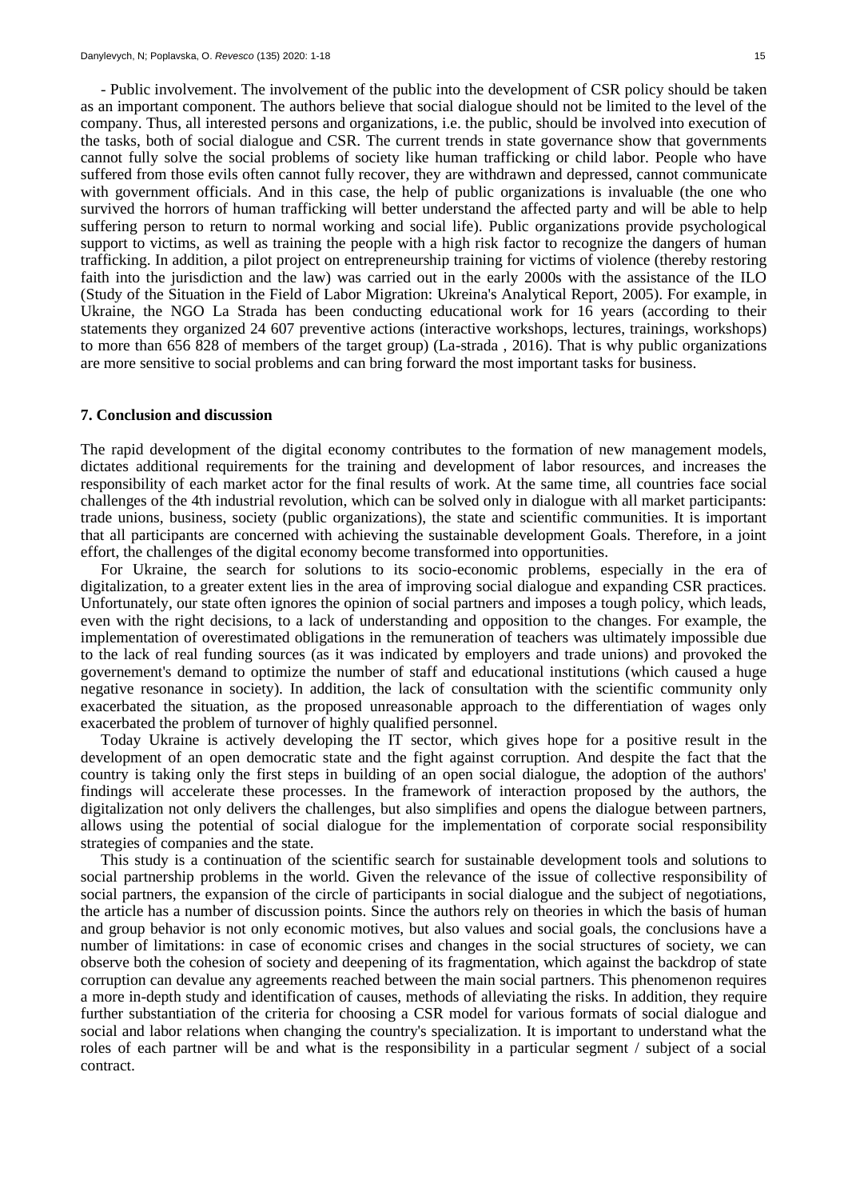- Public involvement. The involvement of the public into the development of CSR policy should be taken as an important component. The authors believe that social dialogue should not be limited to the level of the company. Thus, all interested persons and organizations, i.e. the public, should be involved into execution of the tasks, both of social dialogue and CSR. The current trends in state governance show that governments cannot fully solve the social problems of society like human trafficking or child labor. People who have suffered from those evils often cannot fully recover, they are withdrawn and depressed, cannot communicate with government officials. And in this case, the help of public organizations is invaluable (the one who survived the horrors of human trafficking will better understand the affected party and will be able to help suffering person to return to normal working and social life). Public organizations provide psychological support to victims, as well as training the people with a high risk factor to recognize the dangers of human trafficking. In addition, a pilot project on entrepreneurship training for victims of violence (thereby restoring faith into the jurisdiction and the law) was carried out in the early 2000s with the assistance of the ILO (Study of the Situation in the Field of Labor Migration: Ukreina's Analytical Report, 2005). For example, in Ukraine, the NGO La Strada has been conducting educational work for 16 years (according to their statements they organized 24 607 preventive actions (interactive workshops, lectures, trainings, workshops) to more than 656 828 of members of the target group) (La-strada , 2016). That is why public organizations are more sensitive to social problems and can bring forward the most important tasks for business.

## 7. Conclusion and discussion

The rapid development of the digital economy contributes to the formation of new management models, dictates additional requirements for the training and development of labor resources, and increases the responsibility of each market actor for the final results of work. At the same time, all countries face social challenges of the 4th industrial revolution, which can be solved only in dialogue with all market participants: trade unions, business, society (public organizations), the state and scientific communities. It is important that all participants are concerned with achieving the sustainable development Goals. Therefore, in a joint effort, the challenges of the digital economy become transformed into opportunities.

For Ukraine, the search for solutions to its socio-economic problems, especially in the era of digitalization, to a greater extent lies in the area of improving social dialogue and expanding CSR practices. Unfortunately, our state often ignores the opinion of social partners and imposes a tough policy, which leads, even with the right decisions, to a lack of understanding and opposition to the changes. For example, the implementation of overestimated obligations in the remuneration of teachers was ultimately impossible due to the lack of real funding sources (as it was indicated by employers and trade unions) and provoked the governement's demand to optimize the number of staff and educational institutions (which caused a huge negative resonance in society). In addition, the lack of consultation with the scientific community only exacerbated the situation, as the proposed unreasonable approach to the differentiation of wages only exacerbated the problem of turnover of highly qualified personnel.

Today Ukraine is actively developing the IT sector, which gives hope for a positive result in the development of an open democratic state and the fight against corruption. And despite the fact that the country is taking only the first steps in building of an open social dialogue, the adoption of the authors' findings will accelerate these processes. In the framework of interaction proposed by the authors, the digitalization not only delivers the challenges, but also simplifies and opens the dialogue between partners, allows using the potential of social dialogue for the implementation of corporate social responsibility strategies of companies and the state.

This study is a continuation of the scientific search for sustainable development tools and solutions to social partnership problems in the world. Given the relevance of the issue of collective responsibility of social partners, the expansion of the circle of participants in social dialogue and the subject of negotiations, the article has a number of discussion points. Since the authors rely on theories in which the basis of human and group behavior is not only economic motives, but also values and social goals, the conclusions have a number of limitations: in case of economic crises and changes in the social structures of society, we can observe both the cohesion of society and deepening of its fragmentation, which against the backdrop of state corruption can devalue any agreements reached between the main social partners. This phenomenon requires a more in-depth study and identification of causes, methods of alleviating the risks. In addition, they require further substantiation of the criteria for choosing a CSR model for various formats of social dialogue and social and labor relations when changing the country's specialization. It is important to understand what the roles of each partner will be and what is the responsibility in a particular segment / subject of a social contract.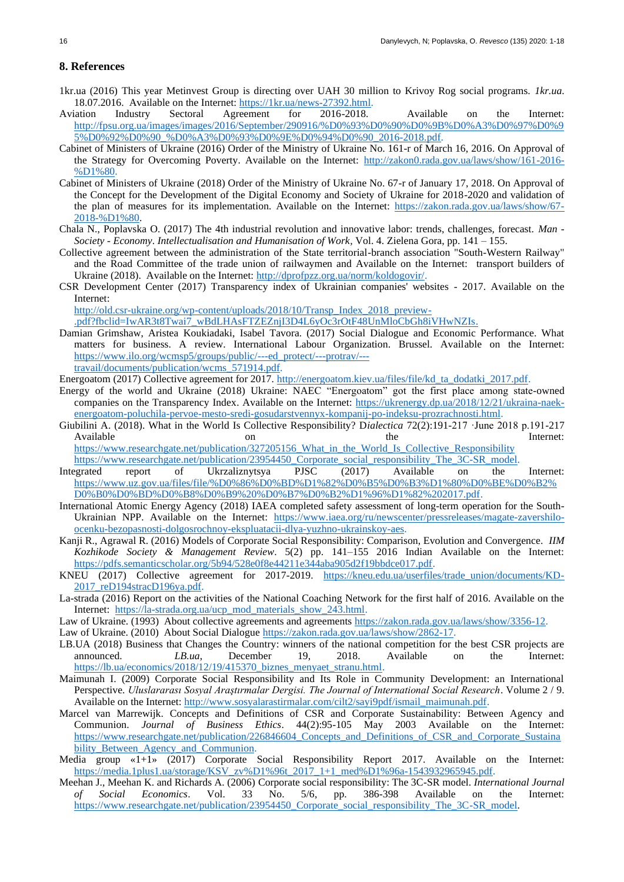## 8. References

1kr.ua (2016) This year Metinvest Group is directing over UAH 30 million to Krivoy Rog social programs. *1kr.ua*. 18.07.2016. Available on the Internet: https://1kr.ua/news-27392.html.

Aviation Industry Sectoral Agreement for 2016-2018. Available on the Internet: http://fpsu.org.ua/images/images/2016/September/290916/%D0%93%D0%90%D0%9B%D0%A3%D0%97%D0%95%D0%92%D0%90_%D0%A3%D0%93%D0%9E%D0%94%D0%90_2016-2018.pdf.

Cabinet of Ministers of Ukraine (2016) Order of the Ministry of Ukraine No. 161-r of March 16, 2016. On Approval of the Strategy for Overcoming Poverty. Available on the Internet: http://zakon0.rada.gov.ua/laws/show/161-2016-%D1%80.

Cabinet of Ministers of Ukraine (2018) Order of the Ministry of Ukraine No. 67-r of January 17, 2018. On Approval of the Concept for the Development of the Digital Economy and Society of Ukraine for 2018-2020 and validation of the plan of measures for its implementation. Available on the Internet: https://zakon.rada.gov.ua/laws/show/67-2018-%D1%80.

Chala N., Poplavska O. (2017) The 4th industrial revolution and innovative labor: trends, challenges, forecast. *Man - Society - Economy*. *Intellectualisation and Humanisation of Work*, Vol. 4. Zielena Gora, pp. 141 – 155.

Collective agreement between the administration of the State territorial-branch association "South-Western Railway" and the Road Committee of the trade union of railwaymen and Available on the Internet: transport builders of Ukraine (2018). Available on the Internet: http://dprofpzz.org.ua/norm/koldogovir/.

CSR Development Center (2017) Transparency index of Ukrainian companies' websites - 2017. Available on the Internet: http://old.csr-ukraine.org/wp-content/uploads/2018/10/Transp_Index_2018_preview-.pdf?fbclid=IwAR3t8Twai7_wBdLHAsFTZEZnjI3D4L6yOc3rOtF48UnMloCbGh8iVHwNZIs.

Damian Grimshaw, Aristea Koukiadaki, Isabel Tavora. (2017) Social Dialogue and Economic Performance. What matters for business. A review. International Labour Organization. Brussel. Available on the Internet: https://www.ilo.org/wcmsp5/groups/public/---ed_protect/---protrav/---travail/documents/publication/wcms_571914.pdf.

Energoatom (2017) Collective agreement for 2017. http://energoatom.kiev.ua/files/file/kd_ta_dodatki_2017.pdf.

Energy of the world and Ukraine (2018) Ukraine: NAEC "Energoatom" got the first place among state-owned companies on the Transparency Index. Available on the Internet: https://ukrenergy.dp.ua/2018/12/21/ukraina-naek-energoatom-poluchila-pervoe-mesto-sredi-gosudarstvennyx-kompanij-po-indeksu-prozrachnosti.html.

Giubilini A. (2018). What in the World Is Collective Responsibility? D*ialectica* 72(2):191-217 ·June 2018 p.191-217 Available on the Internet: https://www.researchgate.net/publication/327205156_What_in_the_World_Is_Collective_Responsibility https://www.researchgate.net/publication/23954450_Corporate_social_responsibility_The_3C-SR_model.

Integrated report of Ukrzaliznytsya PJSC (2017) Available on the Internet: https://www.uz.gov.ua/files/file/%D0%86%D0%BD%D1%82%D0%B5%D0%B3%D1%80%D0%BE%D0%B2%D0%B0%D0%BD%D0%B8%D0%B9%20%D0%B7%D0%B2%D1%96%D1%82%202017.pdf.

International Atomic Energy Agency (2018) IAEA completed safety assessment of long-term operation for the South-Ukrainian NPP. Available on the Internet: https://www.iaea.org/ru/newscenter/pressreleases/magate-zavershilo-ocenku-bezopasnosti-dolgosrochnoy-ekspluatacii-dlya-yuzhno-ukrainskoy-aes.

Kanji R., Agrawal R. (2016) Models of Corporate Social Responsibility: Comparison, Evolution and Convergence. *IIM Kozhikode Society & Management Review*. 5(2) pp. 141–155 2016 Indian Available on the Internet: https://pdfs.semanticscholar.org/5b94/528e0f8e44211e344aba905d2f19bbdce017.pdf.

KNEU (2017) Collective agreement for 2017-2019. https://kneu.edu.ua/userfiles/trade_union/documents/KD-2017_reD194stracD196ya.pdf.

La-strada (2016) Report on the activities of the National Coaching Network for the first half of 2016. Available on the Internet: https://la-strada.org.ua/ucp_mod_materials_show_243.html.

Law of Ukraine. (1993) About collective agreements and agreements https://zakon.rada.gov.ua/laws/show/3356-12.

Law of Ukraine. (2010) About Social Dialogue https://zakon.rada.gov.ua/laws/show/2862-17.

LB.UA (2018) Business that Changes the Country: winners of the national competition for the best CSR projects are announced. *LB.ua*, December 19, 2018. Available on the Internet: https://lb.ua/economics/2018/12/19/415370_biznes_menyaet_stranu.html.

Maimunah I. (2009) Corporate Social Responsibility and Its Role in Community Development: an International Perspective. *Uluslararası Sosyal Araştırmalar Dergisi. The Journal of International Social Research*. Volume 2 / 9. Available on the Internet: http://www.sosyalarastirmalar.com/cilt2/sayi9pdf/ismail_maimunah.pdf.

Marcel van Marrewijk. Concepts and Definitions of CSR and Corporate Sustainability: Between Agency and Communion. *Journal of Business Ethics*. 44(2):95-105 May 2003 Available on the Internet: https://www.researchgate.net/publication/226846604_Concepts_and_Definitions_of_CSR_and_Corporate_Sustainability_Between_Agency_and_Communion.

Media group «1+1» (2017) Corporate Social Responsibility Report 2017. Available on the Internet: https://media.1plus1.ua/storage/KSV_zv%D1%96t_2017_1+1_med%D1%96a-1543932965945.pdf.

Meehan J., Meehan K. and Richards A. (2006) Corporate social responsibility: The 3C-SR model. *International Journal of Social Economics*. Vol. 33 No. 5/6, pp. 386-398 Available on the Internet: https://www.researchgate.net/publication/23954450_Corporate_social_responsibility_The_3C-SR_model.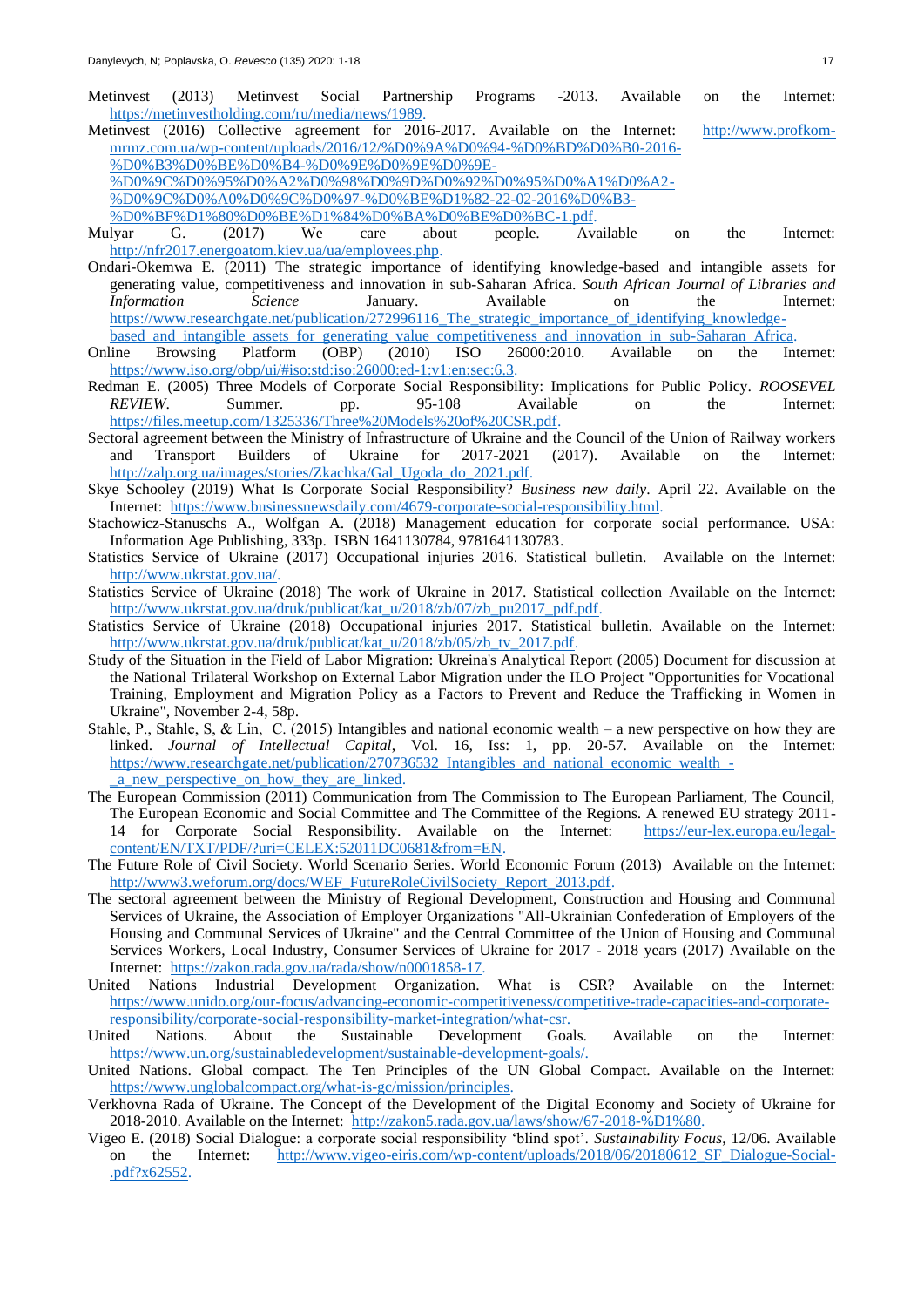Metinvest (2013) Metinvest Social Partnership Programs -2013. Available on the Internet: https://metinvestholding.com/ru/media/news/1989.

Metinvest (2016) Collective agreement for 2016-2017. Available on the Internet: http://www.profkom-mrmz.com.ua/wp-content/uploads/2016/12/%D0%9A%D0%94-%D0%BD%D0%B0-2016-%D0%B3%D0%BE%D0%B4-%D0%9E%D0%9E%D0%9E-%D0%9C%D0%95%D0%A2%D0%98%D0%9D%D0%92%D0%95%D0%A1%D0%A2-%D0%9C%D0%A0%D0%9C%D0%97-%D0%BE%D1%82-22-02-2016%D0%B3-%D0%BF%D1%80%D0%BE%D1%84%D0%BA%D0%BE%D0%BC-1.pdf.

Mulyar G. (2017) We care about people. Available on the Internet: http://nfr2017.energoatom.kiev.ua/ua/employees.php.

Ondari-Okemwa E. (2011) The strategic importance of identifying knowledge-based and intangible assets for generating value, competitiveness and innovation in sub-Saharan Africa. *South African Journal of Libraries and Information Science* January. Available on the Internet: https://www.researchgate.net/publication/272996116_The_strategic_importance_of_identifying_knowledge-based_and_intangible_assets_for_generating_value_competitiveness_and_innovation_in_sub-Saharan_Africa.

Online Browsing Platform (OBP) (2010) ISO 26000:2010. Available on the Internet: https://www.iso.org/obp/ui/#iso:std:iso:26000:ed-1:v1:en:sec:6.3.

Redman E. (2005) Three Models of Corporate Social Responsibility: Implications for Public Policy. *ROOSEVEL REVIEW*. Summer. pp. 95-108 Available on the Internet: https://files.meetup.com/1325336/Three%20Models%20of%20CSR.pdf.

Sectoral agreement between the Ministry of Infrastructure of Ukraine and the Council of the Union of Railway workers and Transport Builders of Ukraine for 2017-2021 (2017). Available on the Internet: http://zalp.org.ua/images/stories/Zkachka/Gal_Ugoda_do_2021.pdf.

Skye Schooley (2019) What Is Corporate Social Responsibility? *Business new daily*. April 22. Available on the Internet: https://www.businessnewsdaily.com/4679-corporate-social-responsibility.html.

Stachowicz-Stanuschs A., Wolfgan A. (2018) Management education for corporate social performance. USA: Information Age Publishing, 333p. ISBN 1641130784, 9781641130783.

Statistics Service of Ukraine (2017) Occupational injuries 2016. Statistical bulletin. Available on the Internet: http://www.ukrstat.gov.ua/.

Statistics Service of Ukraine (2018) The work of Ukraine in 2017. Statistical collection Available on the Internet: http://www.ukrstat.gov.ua/druk/publicat/kat_u/2018/zb/07/zb_pu2017_pdf.pdf.

Statistics Service of Ukraine (2018) Occupational injuries 2017. Statistical bulletin. Available on the Internet: http://www.ukrstat.gov.ua/druk/publicat/kat_u/2018/zb/05/zb_tv_2017.pdf.

Study of the Situation in the Field of Labor Migration: Ukreina's Analytical Report (2005) Document for discussion at the National Trilateral Workshop on External Labor Migration under the ILO Project "Opportunities for Vocational Training, Employment and Migration Policy as a Factors to Prevent and Reduce the Trafficking in Women in Ukraine", November 2-4, 58p.

Stahle, P., Stahle, S, & Lin, C. (2015) Intangibles and national economic wealth – a new perspective on how they are linked. *Journal of Intellectual Capital*, Vol. 16, Iss: 1, pp. 20-57. Available on the Internet: https://www.researchgate.net/publication/270736532_Intangibles_and_national_economic_wealth_-_a_new_perspective_on_how_they_are_linked.

The European Commission (2011) Communication from The Commission to The European Parliament, The Council, The European Economic and Social Committee and The Committee of the Regions. A renewed EU strategy 2011-14 for Corporate Social Responsibility. Available on the Internet: https://eur-lex.europa.eu/legal-content/EN/TXT/PDF/?uri=CELEX:52011DC0681&from=EN.

The Future Role of Civil Society. World Scenario Series. World Economic Forum (2013) Available on the Internet: http://www3.weforum.org/docs/WEF_FutureRoleCivilSociety_Report_2013.pdf.

The sectoral agreement between the Ministry of Regional Development, Construction and Housing and Communal Services of Ukraine, the Association of Employer Organizations "All-Ukrainian Confederation of Employers of the Housing and Communal Services of Ukraine" and the Central Committee of the Union of Housing and Communal Services Workers, Local Industry, Consumer Services of Ukraine for 2017 - 2018 years (2017) Available on the Internet: https://zakon.rada.gov.ua/rada/show/n0001858-17.

United Nations Industrial Development Organization. What is CSR? Available on the Internet: https://www.unido.org/our-focus/advancing-economic-competitiveness/competitive-trade-capacities-and-corporate-responsibility/corporate-social-responsibility-market-integration/what-csr.

United Nations. About the Sustainable Development Goals. Available on the Internet: https://www.un.org/sustainabledevelopment/sustainable-development-goals/.

United Nations. Global compact. The Ten Principles of the UN Global Compact. Available on the Internet: https://www.unglobalcompact.org/what-is-gc/mission/principles.

Verkhovna Rada of Ukraine. The Concept of the Development of the Digital Economy and Society of Ukraine for 2018-2010. Available on the Internet: http://zakon5.rada.gov.ua/laws/show/67-2018-%D1%80.

Vigeo E. (2018) Social Dialogue: a corporate social responsibility 'blind spot'. *Sustainability Focus*, 12/06. Available on the Internet: http://www.vigeo-eiris.com/wp-content/uploads/2018/06/20180612_SF_Dialogue-Social-.pdf?x62552.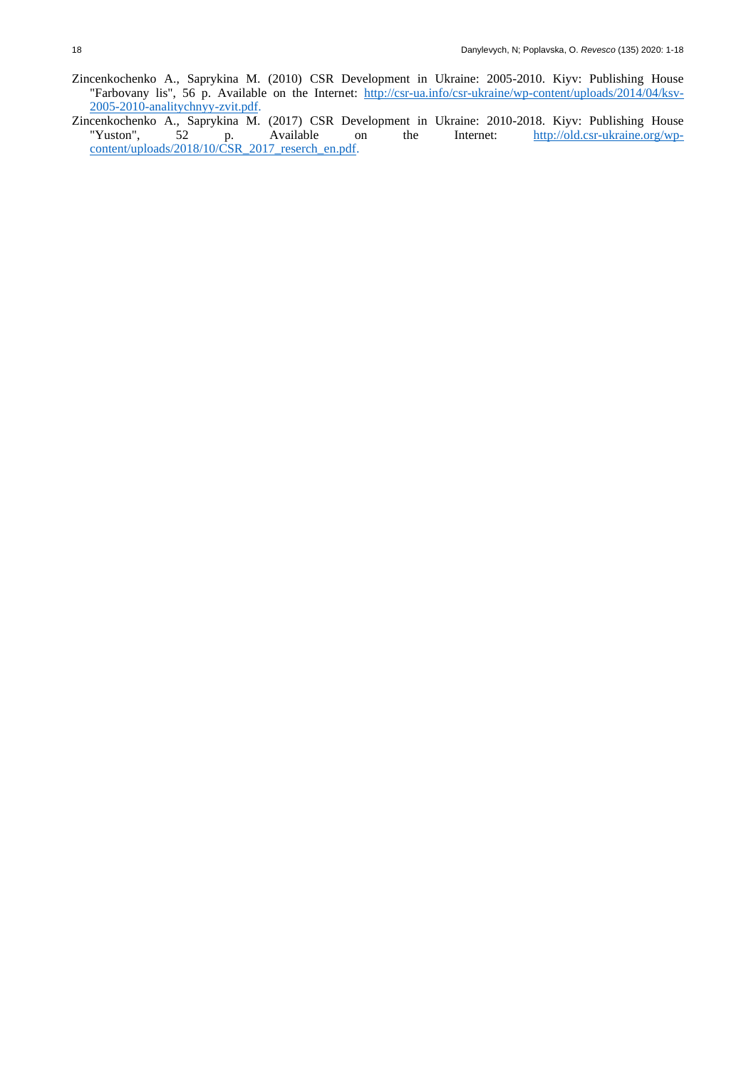Zincenkochenko A., Saprykina M. (2010) CSR Development in Ukraine: 2005-2010. Kiyv: Publishing House "Farbovany lis", 56 p. Available on the Internet: http://csr-ua.info/csr-ukraine/wp-content/uploads/2014/04/ksv-2005-2010-analitychnyy-zvit.pdf.

Zincenkochenko A., Saprykina M. (2017) CSR Development in Ukraine: 2010-2018. Kiyv: Publishing House "Yuston", 52 p. Available on the Internet: http://old.csr-ukraine.org/wp-content/uploads/2018/10/CSR_2017_reserch_en.pdf.